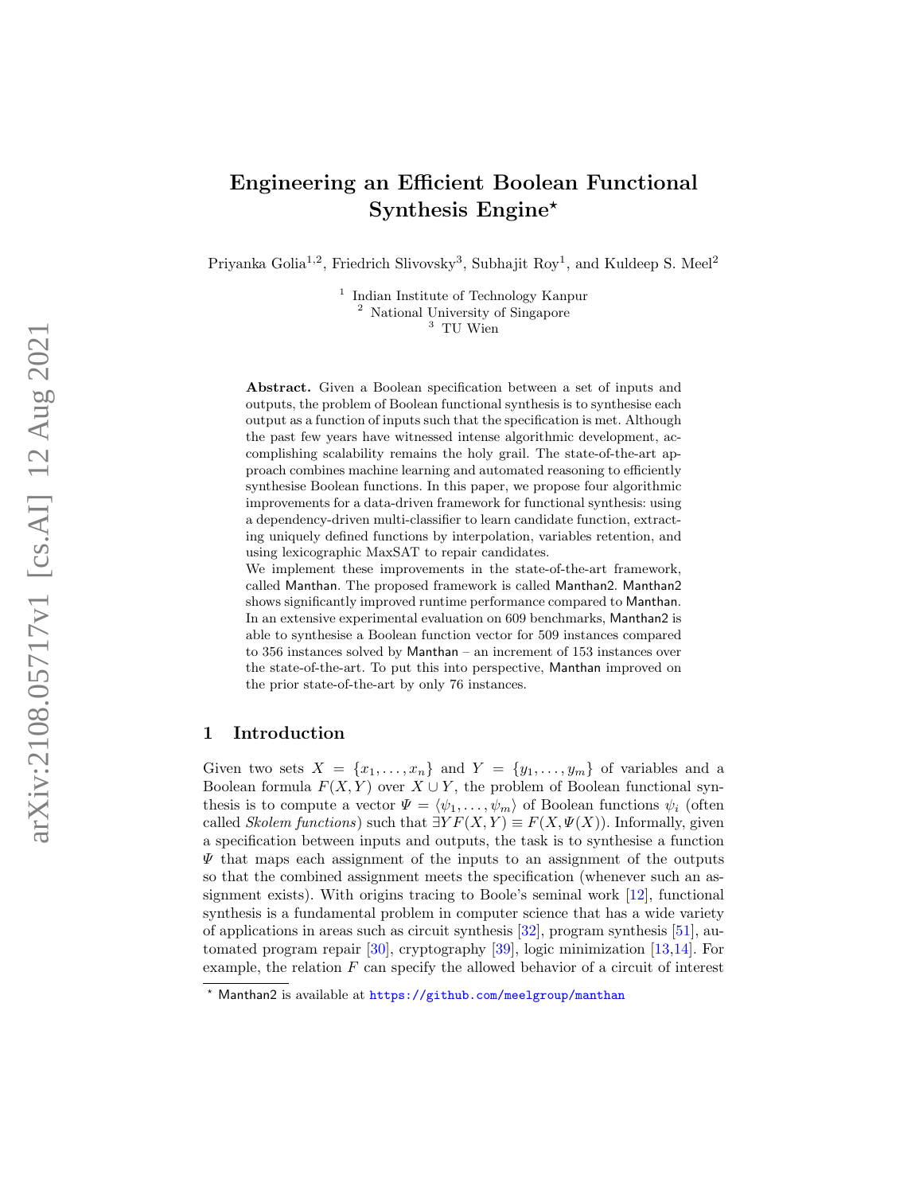# Engineering an Efficient Boolean Functional Synthesis Engine*

Priyanka Golia[1,2], Friedrich Slivovsky[3], Subhajit Roy[1], and Kuldeep S. Meel[2]

[1] Indian Institute of Technology Kanpur
[2] National University of Singapore
[3] TU Wien

**Abstract.** Given a Boolean specification between a set of inputs and outputs, the problem of Boolean functional synthesis is to synthesise each output as a function of inputs such that the specification is met. Although the past few years have witnessed intense algorithmic development, accomplishing scalability remains the holy grail. The state-of-the-art approach combines machine learning and automated reasoning to efficiently synthesise Boolean functions. In this paper, we propose four algorithmic improvements for a data-driven framework for functional synthesis: using a dependency-driven multi-classifier to learn candidate function, extracting uniquely defined functions by interpolation, variables retention, and using lexicographic MaxSAT to repair candidates.
We implement these improvements in the state-of-the-art framework, called Manthan. The proposed framework is called Manthan2. Manthan2 shows significantly improved runtime performance compared to Manthan. In an extensive experimental evaluation on 609 benchmarks, Manthan2 is able to synthesise a Boolean function vector for 509 instances compared to 356 instances solved by Manthan – an increment of 153 instances over the state-of-the-art. To put this into perspective, Manthan improved on the prior state-of-the-art by only 76 instances.

## 1 Introduction

Given two sets $X = \{x_1, \ldots, x_n\}$ and $Y = \{y_1, \ldots, y_m\}$ of variables and a Boolean formula $F(X, Y)$ over $X \cup Y$, the problem of Boolean functional synthesis is to compute a vector $\Psi = \langle \psi_1, \ldots, \psi_m \rangle$ of Boolean functions $\psi_i$ (often called *Skolem functions*) such that $\exists Y F(X, Y) \equiv F(X, \Psi(X))$. Informally, given a specification between inputs and outputs, the task is to synthesise a function $\Psi$ that maps each assignment of the inputs to an assignment of the outputs so that the combined assignment meets the specification (whenever such an assignment exists). With origins tracing to Boole's seminal work [12], functional synthesis is a fundamental problem in computer science that has a wide variety of applications in areas such as circuit synthesis [32], program synthesis [51], automated program repair [30], cryptography [39], logic minimization [13,14]. For example, the relation $F$ can specify the allowed behavior of a circuit of interest

* Manthan2 is available at https://github.com/meelgroup/manthan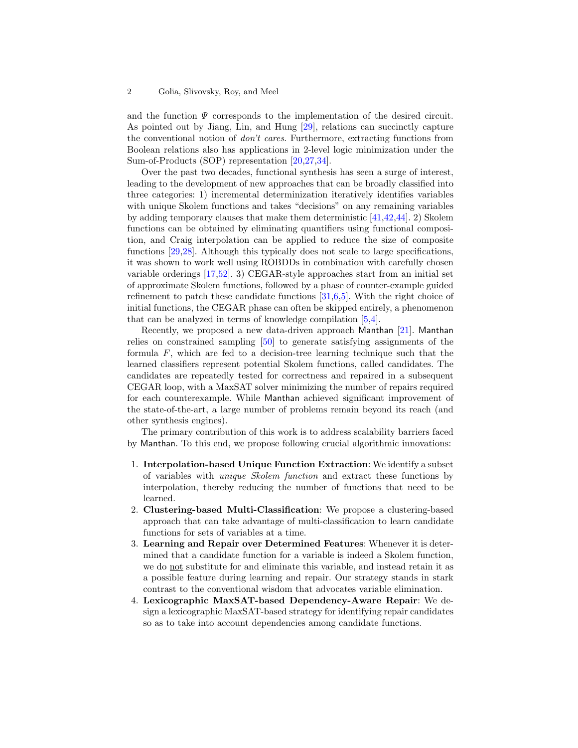and the function $\Psi$ corresponds to the implementation of the desired circuit. As pointed out by Jiang, Lin, and Hung [29], relations can succinctly capture the conventional notion of *don't cares*. Furthermore, extracting functions from Boolean relations also has applications in 2-level logic minimization under the Sum-of-Products (SOP) representation [20,27,34].

Over the past two decades, functional synthesis has seen a surge of interest, leading to the development of new approaches that can be broadly classified into three categories: 1) incremental determinization iteratively identifies variables with unique Skolem functions and takes "decisions" on any remaining variables by adding temporary clauses that make them deterministic [41,42,44]. 2) Skolem functions can be obtained by eliminating quantifiers using functional composition, and Craig interpolation can be applied to reduce the size of composite functions [29,28]. Although this typically does not scale to large specifications, it was shown to work well using ROBDDs in combination with carefully chosen variable orderings [17,52]. 3) CEGAR-style approaches start from an initial set of approximate Skolem functions, followed by a phase of counter-example guided refinement to patch these candidate functions [31,6,5]. With the right choice of initial functions, the CEGAR phase can often be skipped entirely, a phenomenon that can be analyzed in terms of knowledge compilation [5,4].

Recently, we proposed a new data-driven approach Manthan [21]. Manthan relies on constrained sampling [50] to generate satisfying assignments of the formula $F$, which are fed to a decision-tree learning technique such that the learned classifiers represent potential Skolem functions, called candidates. The candidates are repeatedly tested for correctness and repaired in a subsequent CEGAR loop, with a MaxSAT solver minimizing the number of repairs required for each counterexample. While Manthan achieved significant improvement of the state-of-the-art, a large number of problems remain beyond its reach (and other synthesis engines).

The primary contribution of this work is to address scalability barriers faced by Manthan. To this end, we propose following crucial algorithmic innovations:

1. **Interpolation-based Unique Function Extraction**: We identify a subset of variables with *unique Skolem function* and extract these functions by interpolation, thereby reducing the number of functions that need to be learned.
2. **Clustering-based Multi-Classification**: We propose a clustering-based approach that can take advantage of multi-classification to learn candidate functions for sets of variables at a time.
3. **Learning and Repair over Determined Features**: Whenever it is determined that a candidate function for a variable is indeed a Skolem function, we do not substitute for and eliminate this variable, and instead retain it as a possible feature during learning and repair. Our strategy stands in stark contrast to the conventional wisdom that advocates variable elimination.
4. **Lexicographic MaxSAT-based Dependency-Aware Repair**: We design a lexicographic MaxSAT-based strategy for identifying repair candidates so as to take into account dependencies among candidate functions.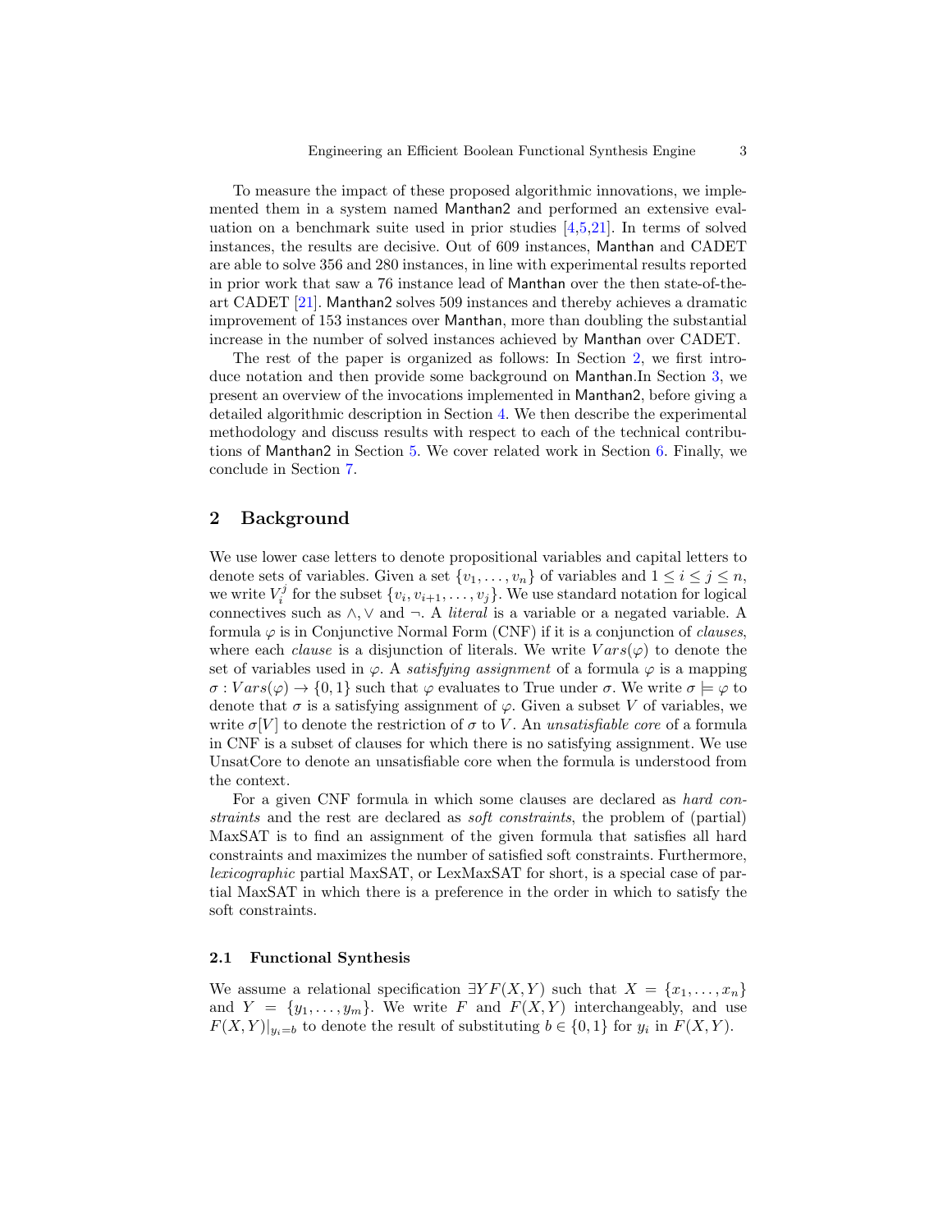To measure the impact of these proposed algorithmic innovations, we implemented them in a system named Manthan2 and performed an extensive evaluation on a benchmark suite used in prior studies [4,5,21]. In terms of solved instances, the results are decisive. Out of 609 instances, Manthan and CADET are able to solve 356 and 280 instances, in line with experimental results reported in prior work that saw a 76 instance lead of Manthan over the then state-of-the-art CADET [21]. Manthan2 solves 509 instances and thereby achieves a dramatic improvement of 153 instances over Manthan, more than doubling the substantial increase in the number of solved instances achieved by Manthan over CADET.

The rest of the paper is organized as follows: In Section 2, we first introduce notation and then provide some background on Manthan.In Section 3, we present an overview of the invocations implemented in Manthan2, before giving a detailed algorithmic description in Section 4. We then describe the experimental methodology and discuss results with respect to each of the technical contributions of Manthan2 in Section 5. We cover related work in Section 6. Finally, we conclude in Section 7.

## 2 Background

We use lower case letters to denote propositional variables and capital letters to denote sets of variables. Given a set $\{v_1, \ldots, v_n\}$ of variables and $1 \leq i \leq j \leq n$, we write $V_i^j$ for the subset $\{v_i, v_{i+1}, \ldots, v_j\}$. We use standard notation for logical connectives such as $\wedge, \vee$ and $\neg$. A *literal* is a variable or a negated variable. A formula $\varphi$ is in Conjunctive Normal Form (CNF) if it is a conjunction of *clauses*, where each *clause* is a disjunction of literals. We write $Vars(\varphi)$ to denote the set of variables used in $\varphi$. A *satisfying assignment* of a formula $\varphi$ is a mapping $\sigma : Vars(\varphi) \rightarrow \{0, 1\}$ such that $\varphi$ evaluates to True under $\sigma$. We write $\sigma \models \varphi$ to denote that $\sigma$ is a satisfying assignment of $\varphi$. Given a subset $V$ of variables, we write $\sigma[V]$ to denote the restriction of $\sigma$ to $V$. An *unsatisfiable core* of a formula in CNF is a subset of clauses for which there is no satisfying assignment. We use UnsatCore to denote an unsatisfiable core when the formula is understood from the context.

For a given CNF formula in which some clauses are declared as *hard constraints* and the rest are declared as *soft constraints*, the problem of (partial) MaxSAT is to find an assignment of the given formula that satisfies all hard constraints and maximizes the number of satisfied soft constraints. Furthermore, *lexicographic* partial MaxSAT, or LexMaxSAT for short, is a special case of partial MaxSAT in which there is a preference in the order in which to satisfy the soft constraints.

### 2.1 Functional Synthesis

We assume a relational specification $\exists Y F(X, Y)$ such that $X = \{x_1, \ldots, x_n\}$ and $Y = \{y_1, \ldots, y_m\}$. We write $F$ and $F(X, Y)$ interchangeably, and use $F(X, Y)|_{y_i = b}$ to denote the result of substituting $b \in \{0, 1\}$ for $y_i$ in $F(X, Y)$.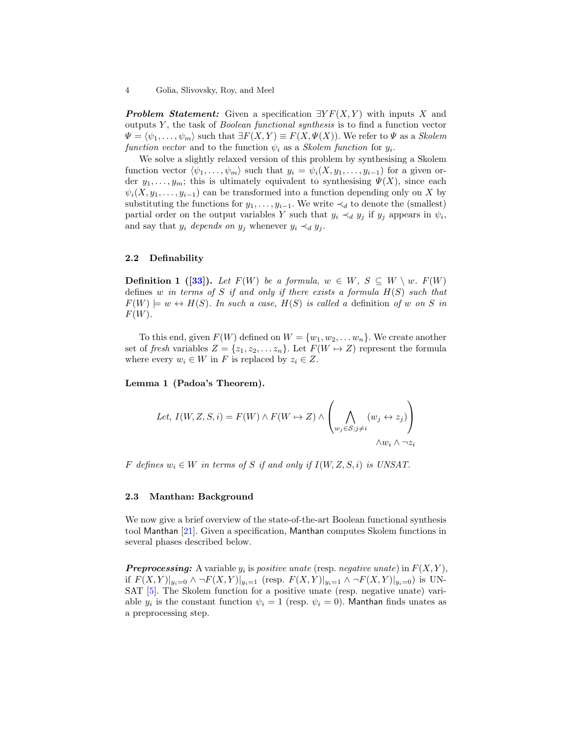***Problem Statement:*** Given a specification $\exists Y F(X,Y)$ with inputs $X$ and outputs $Y$, the task of *Boolean functional synthesis* is to find a function vector $\Psi = \langle \psi_1, \ldots, \psi_m \rangle$ such that $\exists F(X,Y) \equiv F(X, \Psi(X))$. We refer to $\Psi$ as a *Skolem function vector* and to the function $\psi_i$ as a *Skolem function* for $y_i$.

We solve a slightly relaxed version of this problem by synthesising a Skolem function vector $\langle \psi_1, \ldots, \psi_m \rangle$ such that $y_i = \psi_i(X, y_1, \ldots, y_{i-1})$ for a given order $y_1, \ldots, y_m$; this is ultimately equivalent to synthesising $\Psi(X)$, since each $\psi_i(X, y_1, \ldots, y_{i-1})$ can be transformed into a function depending only on $X$ by substituting the functions for $y_1, \ldots, y_{i-1}$. We write $\prec_d$ to denote the (smallest) partial order on the output variables $Y$ such that $y_i \prec_d y_j$ if $y_j$ appears in $\psi_i$, and say that $y_i$ *depends on* $y_j$ whenever $y_i \prec_d y_j$.

### 2.2 Definability

**Definition 1 ([33]).** *Let $F(W)$ be a formula, $w \in W$, $S \subseteq W \setminus w$. $F(W)$* defines *$w$ in terms of $S$ if and only if there exists a formula $H(S)$ such that $F(W) \models w \leftrightarrow H(S)$. In such a case, $H(S)$ is called a* definition *of $w$ on $S$ in $F(W)$.*

To this end, given $F(W)$ defined on $W = \{w_1, w_2, \ldots w_n\}$. We create another set of *fresh* variables $Z = \{z_1, z_2, \ldots z_n\}$. Let $F(W \mapsto Z)$ represent the formula where every $w_i \in W$ in $F$ is replaced by $z_i \in Z$.

**Lemma 1 (Padoa's Theorem).**

$$\text{Let, } I(W,Z,S,i) = F(W) \wedge F(W \mapsto Z) \wedge \left( \bigwedge_{w_j \in \mathcal{S}; j \neq i} (w_j \leftrightarrow z_j) \right) \wedge w_i \wedge \neg z_i$$

*$F$ defines $w_i \in W$ in terms of $S$ if and only if $I(W,Z,S,i)$ is UNSAT.*

### 2.3 Manthan: Background

We now give a brief overview of the state-of-the-art Boolean functional synthesis tool Manthan [21]. Given a specification, Manthan computes Skolem functions in several phases described below.

***Preprocessing:*** A variable $y_i$ is *positive unate* (resp. *negative unate*) in $F(X,Y)$, if $F(X,Y)|_{y_i=0} \wedge \neg F(X,Y)|_{y_i=1}$ (resp. $F(X,Y)|_{y_i=1} \wedge \neg F(X,Y)|_{y_i=0}$) is UNSAT [5]. The Skolem function for a positive unate (resp. negative unate) variable $y_i$ is the constant function $\psi_i = 1$ (resp. $\psi_i = 0$). Manthan finds unates as a preprocessing step.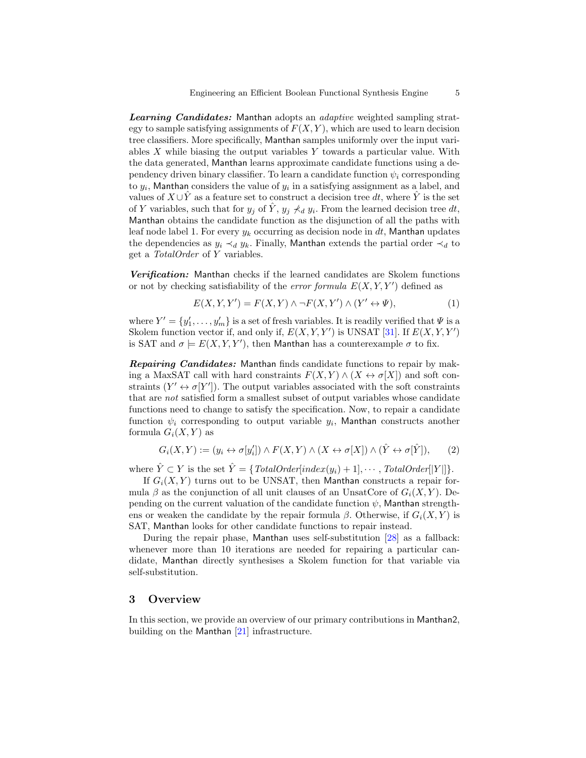***Learning Candidates:*** Manthan adopts an *adaptive* weighted sampling strategy to sample satisfying assignments of $F(X, Y)$, which are used to learn decision tree classifiers. More specifically, Manthan samples uniformly over the input variables $X$ while biasing the output variables $Y$ towards a particular value. With the data generated, Manthan learns approximate candidate functions using a dependency driven binary classifier. To learn a candidate function $\psi_i$ corresponding to $y_i$, Manthan considers the value of $y_i$ in a satisfying assignment as a label, and values of $X \cup \hat{Y}$ as a feature set to construct a decision tree $dt$, where $\hat{Y}$ is the set of $Y$ variables, such that for $y_j$ of $\hat{Y}$, $y_j \not\prec_d y_i$. From the learned decision tree $dt$, Manthan obtains the candidate function as the disjunction of all the paths with leaf node label 1. For every $y_k$ occurring as decision node in $dt$, Manthan updates the dependencies as $y_i \prec_d y_k$. Finally, Manthan extends the partial order $\prec_d$ to get a *TotalOrder* of $Y$ variables.

***Verification:*** Manthan checks if the learned candidates are Skolem functions or not by checking satisfiability of the *error formula* $E(X, Y, Y')$ defined as

$$E(X, Y, Y') = F(X, Y) \land \neg F(X, Y') \land (Y' \leftrightarrow \Psi), \tag{1}$$

where $Y' = \{y'_1, \ldots, y'_m\}$ is a set of fresh variables. It is readily verified that $\Psi$ is a Skolem function vector if, and only if, $E(X, Y, Y')$ is UNSAT [31]. If $E(X, Y, Y')$ is SAT and $\sigma \models E(X, Y, Y')$, then Manthan has a counterexample $\sigma$ to fix.

***Repairing Candidates:*** Manthan finds candidate functions to repair by making a MaxSAT call with hard constraints $F(X, Y) \land (X \leftrightarrow \sigma[X])$ and soft constraints $(Y' \leftrightarrow \sigma[Y'])$. The output variables associated with the soft constraints that are *not* satisfied form a smallest subset of output variables whose candidate functions need to change to satisfy the specification. Now, to repair a candidate function $\psi_i$ corresponding to output variable $y_i$, Manthan constructs another formula $G_i(X, Y)$ as

$$G_i(X, Y) := (y_i \leftrightarrow \sigma[y'_i]) \land F(X, Y) \land (X \leftrightarrow \sigma[X]) \land (\hat{Y} \leftrightarrow \sigma[\hat{Y}]), \tag{2}$$

where $\hat{Y} \subset Y$ is the set $\hat{Y} = \{TotalOrder[index(y_i) + 1], \cdots, TotalOrder[|Y|]\}$.

If $G_i(X, Y)$ turns out to be UNSAT, then Manthan constructs a repair formula $\beta$ as the conjunction of all unit clauses of an UnsatCore of $G_i(X, Y)$. Depending on the current valuation of the candidate function $\psi$, Manthan strengthens or weaken the candidate by the repair formula $\beta$. Otherwise, if $G_i(X, Y)$ is SAT, Manthan looks for other candidate functions to repair instead.

During the repair phase, Manthan uses self-substitution [28] as a fallback: whenever more than 10 iterations are needed for repairing a particular candidate, Manthan directly synthesises a Skolem function for that variable via self-substitution.

## 3 Overview

In this section, we provide an overview of our primary contributions in Manthan2, building on the Manthan [21] infrastructure.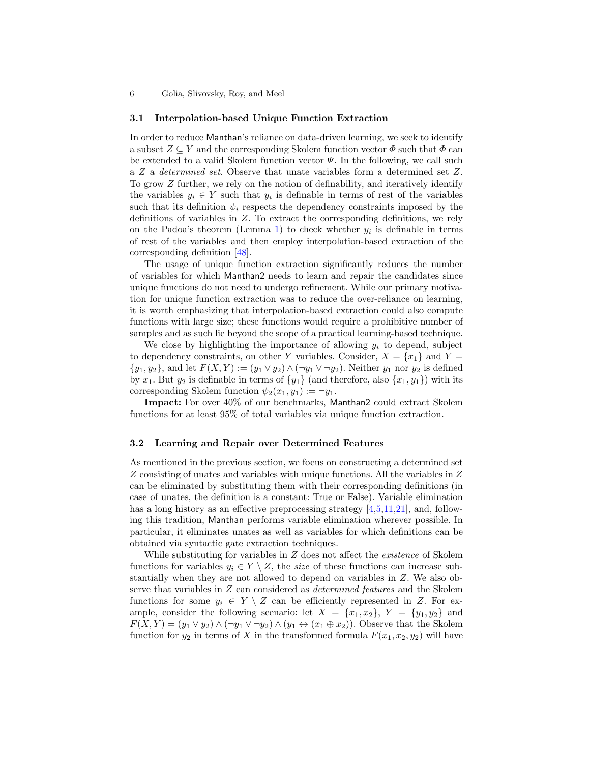### 3.1 Interpolation-based Unique Function Extraction

In order to reduce Manthan's reliance on data-driven learning, we seek to identify a subset $Z \subseteq Y$ and the corresponding Skolem function vector $\Phi$ such that $\Phi$ can be extended to a valid Skolem function vector $\Psi$. In the following, we call such a $Z$ a *determined set*. Observe that unate variables form a determined set $Z$. To grow $Z$ further, we rely on the notion of definability, and iteratively identify the variables $y_i \in Y$ such that $y_i$ is definable in terms of rest of the variables such that its definition $\psi_i$ respects the dependency constraints imposed by the definitions of variables in $Z$. To extract the corresponding definitions, we rely on the Padoa's theorem (Lemma 1) to check whether $y_i$ is definable in terms of rest of the variables and then employ interpolation-based extraction of the corresponding definition [48].

The usage of unique function extraction significantly reduces the number of variables for which Manthan2 needs to learn and repair the candidates since unique functions do not need to undergo refinement. While our primary motivation for unique function extraction was to reduce the over-reliance on learning, it is worth emphasizing that interpolation-based extraction could also compute functions with large size; these functions would require a prohibitive number of samples and as such lie beyond the scope of a practical learning-based technique.

We close by highlighting the importance of allowing $y_i$ to depend, subject to dependency constraints, on other $Y$ variables. Consider, $X = \{x_1\}$ and $Y = \{y_1, y_2\}$, and let $F(X, Y) := (y_1 \vee y_2) \wedge (\neg y_1 \vee \neg y_2)$. Neither $y_1$ nor $y_2$ is defined by $x_1$. But $y_2$ is definable in terms of $\{y_1\}$ (and therefore, also $\{x_1, y_1\}$) with its corresponding Skolem function $\psi_2(x_1, y_1) := \neg y_1$.

**Impact:** For over 40% of our benchmarks, Manthan2 could extract Skolem functions for at least 95% of total variables via unique function extraction.

### 3.2 Learning and Repair over Determined Features

As mentioned in the previous section, we focus on constructing a determined set $Z$ consisting of unates and variables with unique functions. All the variables in $Z$ can be eliminated by substituting them with their corresponding definitions (in case of unates, the definition is a constant: True or False). Variable elimination has a long history as an effective preprocessing strategy [4,5,11,21], and, following this tradition, Manthan performs variable elimination wherever possible. In particular, it eliminates unates as well as variables for which definitions can be obtained via syntactic gate extraction techniques.

While substituting for variables in $Z$ does not affect the *existence* of Skolem functions for variables $y_i \in Y \setminus Z$, the *size* of these functions can increase substantially when they are not allowed to depend on variables in $Z$. We also observe that variables in $Z$ can considered as *determined features* and the Skolem functions for some $y_i \in Y \setminus Z$ can be efficiently represented in $Z$. For example, consider the following scenario: let $X = \{x_1, x_2\}$, $Y = \{y_1, y_2\}$ and $F(X, Y) = (y_1 \vee y_2) \wedge (\neg y_1 \vee \neg y_2) \wedge (y_1 \leftrightarrow (x_1 \oplus x_2))$. Observe that the Skolem function for $y_2$ in terms of $X$ in the transformed formula $F(x_1, x_2, y_2)$ will have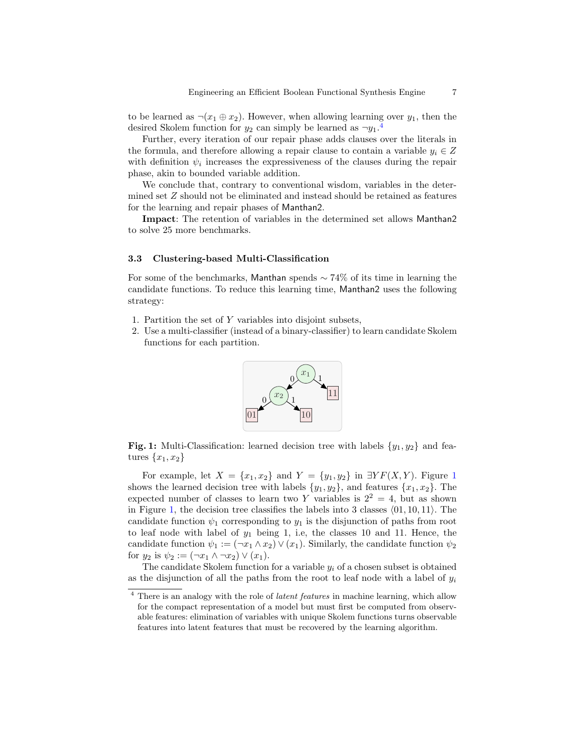to be learned as $\neg(x_1 \oplus x_2)$. However, when allowing learning over $y_1$, then the desired Skolem function for $y_2$ can simply be learned as $\neg y_1$.[4]

Further, every iteration of our repair phase adds clauses over the literals in the formula, and therefore allowing a repair clause to contain a variable $y_i \in Z$ with definition $\psi_i$ increases the expressiveness of the clauses during the repair phase, akin to bounded variable addition.

We conclude that, contrary to conventional wisdom, variables in the determined set $Z$ should not be eliminated and instead should be retained as features for the learning and repair phases of Manthan2.

**Impact**: The retention of variables in the determined set allows Manthan2 to solve 25 more benchmarks.

### 3.3 Clustering-based Multi-Classification

For some of the benchmarks, Manthan spends $\sim 74\%$ of its time in learning the candidate functions. To reduce this learning time, Manthan2 uses the following strategy:

1. Partition the set of $Y$ variables into disjoint subsets,
2. Use a multi-classifier (instead of a binary-classifier) to learn candidate Skolem functions for each partition.

**Fig. 1:** Multi-Classification: learned decision tree with labels $\{y_1, y_2\}$ and features $\{x_1, x_2\}$

For example, let $X = \{x_1, x_2\}$ and $Y = \{y_1, y_2\}$ in $\exists Y F(X, Y)$. Figure 1 shows the learned decision tree with labels $\{y_1, y_2\}$, and features $\{x_1, x_2\}$. The expected number of classes to learn two $Y$ variables is $2^2 = 4$, but as shown in Figure 1, the decision tree classifies the labels into 3 classes $\langle 01, 10, 11 \rangle$. The candidate function $\psi_1$ corresponding to $y_1$ is the disjunction of paths from root to leaf node with label of $y_1$ being 1, i.e, the classes 10 and 11. Hence, the candidate function $\psi_1 := (\neg x_1 \wedge x_2) \vee (x_1)$. Similarly, the candidate function $\psi_2$ for $y_2$ is $\psi_2 := (\neg x_1 \wedge \neg x_2) \vee (x_1)$.

The candidate Skolem function for a variable $y_i$ of a chosen subset is obtained as the disjunction of all the paths from the root to leaf node with a label of $y_i$

[4] There is an analogy with the role of *latent features* in machine learning, which allow for the compact representation of a model but must first be computed from observable features: elimination of variables with unique Skolem functions turns observable features into latent features that must be recovered by the learning algorithm.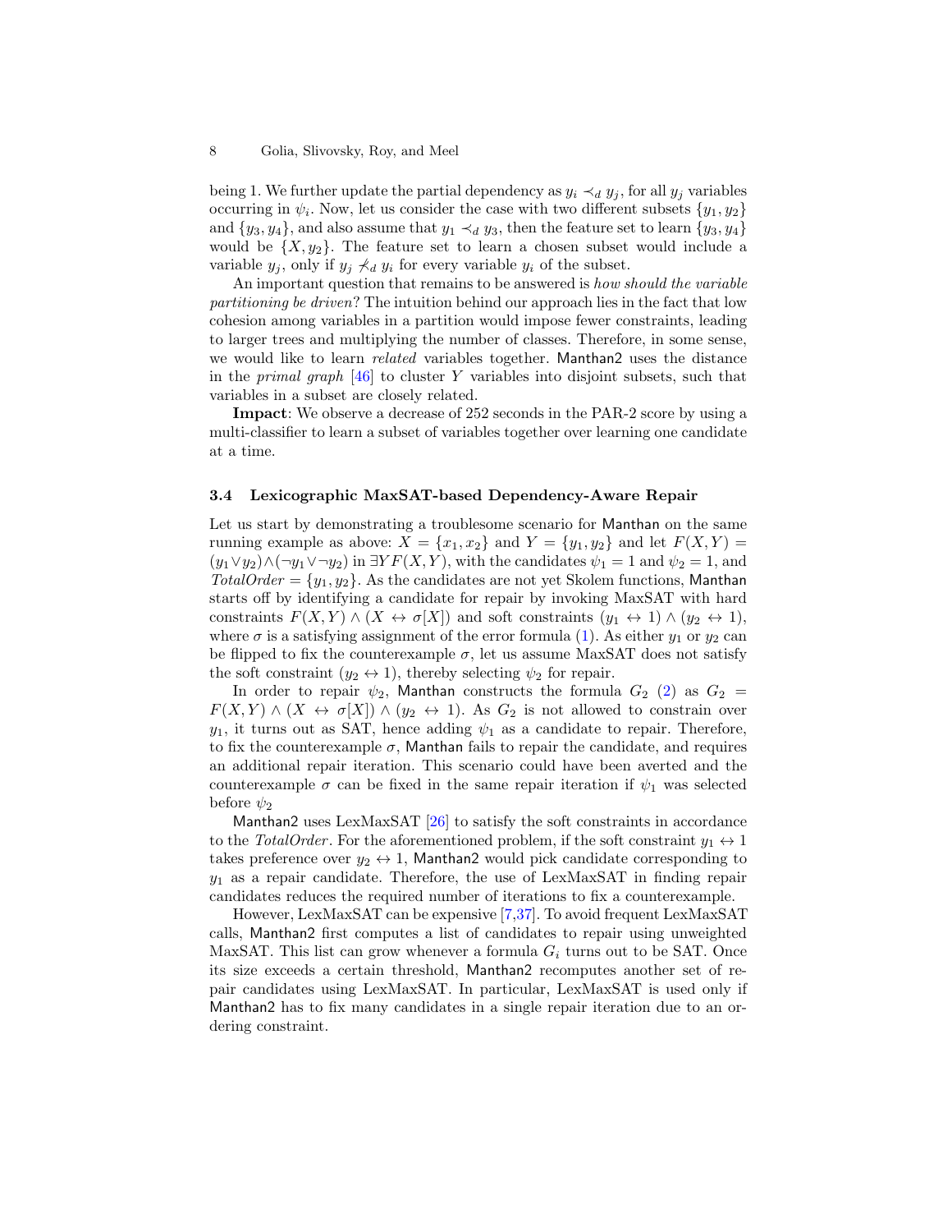being 1. We further update the partial dependency as $y_i \prec_d y_j$, for all $y_j$ variables occurring in $\psi_i$. Now, let us consider the case with two different subsets $\{y_1, y_2\}$ and $\{y_3, y_4\}$, and also assume that $y_1 \prec_d y_3$, then the feature set to learn $\{y_3, y_4\}$ would be $\{X, y_2\}$. The feature set to learn a chosen subset would include a variable $y_j$, only if $y_j \not\prec_d y_i$ for every variable $y_i$ of the subset.

An important question that remains to be answered is *how should the variable partitioning be driven*? The intuition behind our approach lies in the fact that low cohesion among variables in a partition would impose fewer constraints, leading to larger trees and multiplying the number of classes. Therefore, in some sense, we would like to learn *related* variables together. Manthan2 uses the distance in the *primal graph* [46] to cluster $Y$ variables into disjoint subsets, such that variables in a subset are closely related.

**Impact**: We observe a decrease of 252 seconds in the PAR-2 score by using a multi-classifier to learn a subset of variables together over learning one candidate at a time.

### 3.4 Lexicographic MaxSAT-based Dependency-Aware Repair

Let us start by demonstrating a troublesome scenario for Manthan on the same running example as above: $X = \{x_1, x_2\}$ and $Y = \{y_1, y_2\}$ and let $F(X, Y) = (y_1 \vee y_2) \wedge (\neg y_1 \vee \neg y_2)$ in $\exists Y F(X, Y)$, with the candidates $\psi_1 = 1$ and $\psi_2 = 1$, and $TotalOrder = \{y_1, y_2\}$. As the candidates are not yet Skolem functions, Manthan starts off by identifying a candidate for repair by invoking MaxSAT with hard constraints $F(X, Y) \wedge (X \leftrightarrow \sigma[X])$ and soft constraints $(y_1 \leftrightarrow 1) \wedge (y_2 \leftrightarrow 1)$, where $\sigma$ is a satisfying assignment of the error formula (1). As either $y_1$ or $y_2$ can be flipped to fix the counterexample $\sigma$, let us assume MaxSAT does not satisfy the soft constraint $(y_2 \leftrightarrow 1)$, thereby selecting $\psi_2$ for repair.

In order to repair $\psi_2$, Manthan constructs the formula $G_2$ (2) as $G_2 = F(X, Y) \wedge (X \leftrightarrow \sigma[X]) \wedge (y_2 \leftrightarrow 1)$. As $G_2$ is not allowed to constrain over $y_1$, it turns out as SAT, hence adding $\psi_1$ as a candidate to repair. Therefore, to fix the counterexample $\sigma$, Manthan fails to repair the candidate, and requires an additional repair iteration. This scenario could have been averted and the counterexample $\sigma$ can be fixed in the same repair iteration if $\psi_1$ was selected before $\psi_2$

Manthan2 uses LexMaxSAT [26] to satisfy the soft constraints in accordance to the *TotalOrder*. For the aforementioned problem, if the soft constraint $y_1 \leftrightarrow 1$ takes preference over $y_2 \leftrightarrow 1$, Manthan2 would pick candidate corresponding to $y_1$ as a repair candidate. Therefore, the use of LexMaxSAT in finding repair candidates reduces the required number of iterations to fix a counterexample.

However, LexMaxSAT can be expensive [7,37]. To avoid frequent LexMaxSAT calls, Manthan2 first computes a list of candidates to repair using unweighted MaxSAT. This list can grow whenever a formula $G_i$ turns out to be SAT. Once its size exceeds a certain threshold, Manthan2 recomputes another set of repair candidates using LexMaxSAT. In particular, LexMaxSAT is used only if Manthan2 has to fix many candidates in a single repair iteration due to an ordering constraint.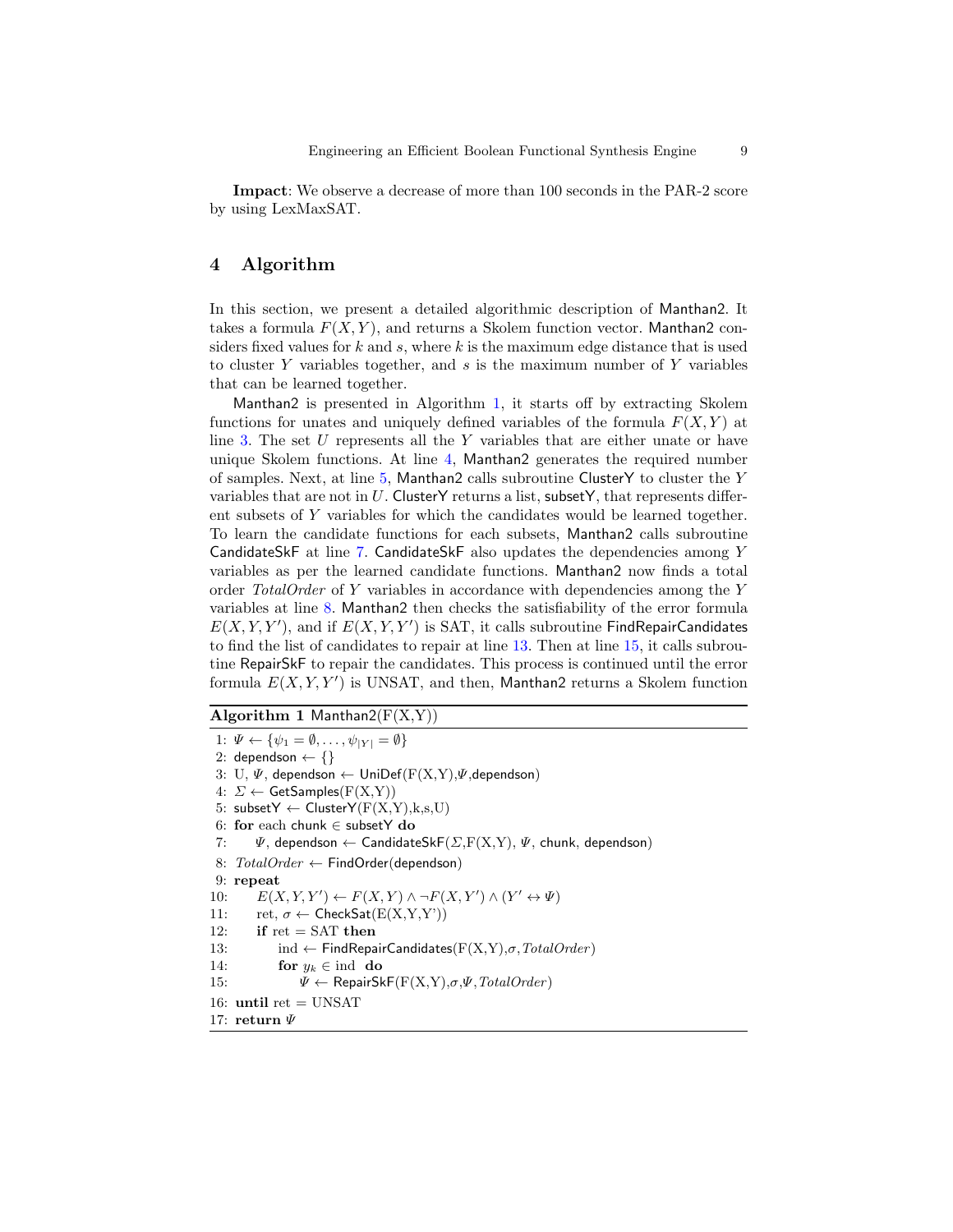**Impact**: We observe a decrease of more than 100 seconds in the PAR-2 score by using LexMaxSAT.

## 4 Algorithm

In this section, we present a detailed algorithmic description of Manthan2. It takes a formula $F(X, Y)$, and returns a Skolem function vector. Manthan2 considers fixed values for $k$ and $s$, where $k$ is the maximum edge distance that is used to cluster $Y$ variables together, and $s$ is the maximum number of $Y$ variables that can be learned together.

Manthan2 is presented in Algorithm 1, it starts off by extracting Skolem functions for unates and uniquely defined variables of the formula $F(X, Y)$ at line 3. The set $U$ represents all the $Y$ variables that are either unate or have unique Skolem functions. At line 4, Manthan2 generates the required number of samples. Next, at line 5, Manthan2 calls subroutine ClusterY to cluster the $Y$ variables that are not in $U$. ClusterY returns a list, subsetY, that represents different subsets of $Y$ variables for which the candidates would be learned together. To learn the candidate functions for each subsets, Manthan2 calls subroutine CandidateSkF at line 7. CandidateSkF also updates the dependencies among $Y$ variables as per the learned candidate functions. Manthan2 now finds a total order *TotalOrder* of $Y$ variables in accordance with dependencies among the $Y$ variables at line 8. Manthan2 then checks the satisfiability of the error formula $E(X, Y, Y')$, and if $E(X, Y, Y')$ is SAT, it calls subroutine FindRepairCandidates to find the list of candidates to repair at line 13. Then at line 15, it calls subroutine RepairSkF to repair the candidates. This process is continued until the error formula $E(X, Y, Y')$ is UNSAT, and then, Manthan2 returns a Skolem function

**Algorithm 1** Manthan2(F(X,Y))

```
1: Ψ ← {ψ_1 = ∅, ..., ψ_|Y| = ∅}
2: dependson ← {}
3: U, Ψ, dependson ← UniDef(F(X,Y),Ψ,dependson)
4: Σ ← GetSamples(F(X,Y))
5: subsetY ← ClusterY(F(X,Y),k,s,U)
6: for each chunk ∈ subsetY do
7:     Ψ, dependson ← CandidateSkF(Σ,F(X,Y), Ψ, chunk, dependson)
8: TotalOrder ← FindOrder(dependson)
9: repeat
10:    E(X,Y,Y') ← F(X,Y) ∧ ¬F(X,Y') ∧ (Y' ↔ Ψ)
11:    ret, σ ← CheckSat(E(X,Y,Y'))
12:    if ret = SAT then
13:        ind ← FindRepairCandidates(F(X,Y),σ,TotalOrder)
14:        for y_k ∈ ind do
15:            Ψ ← RepairSkF(F(X,Y),σ,Ψ,TotalOrder)
16: until ret = UNSAT
17: return Ψ
```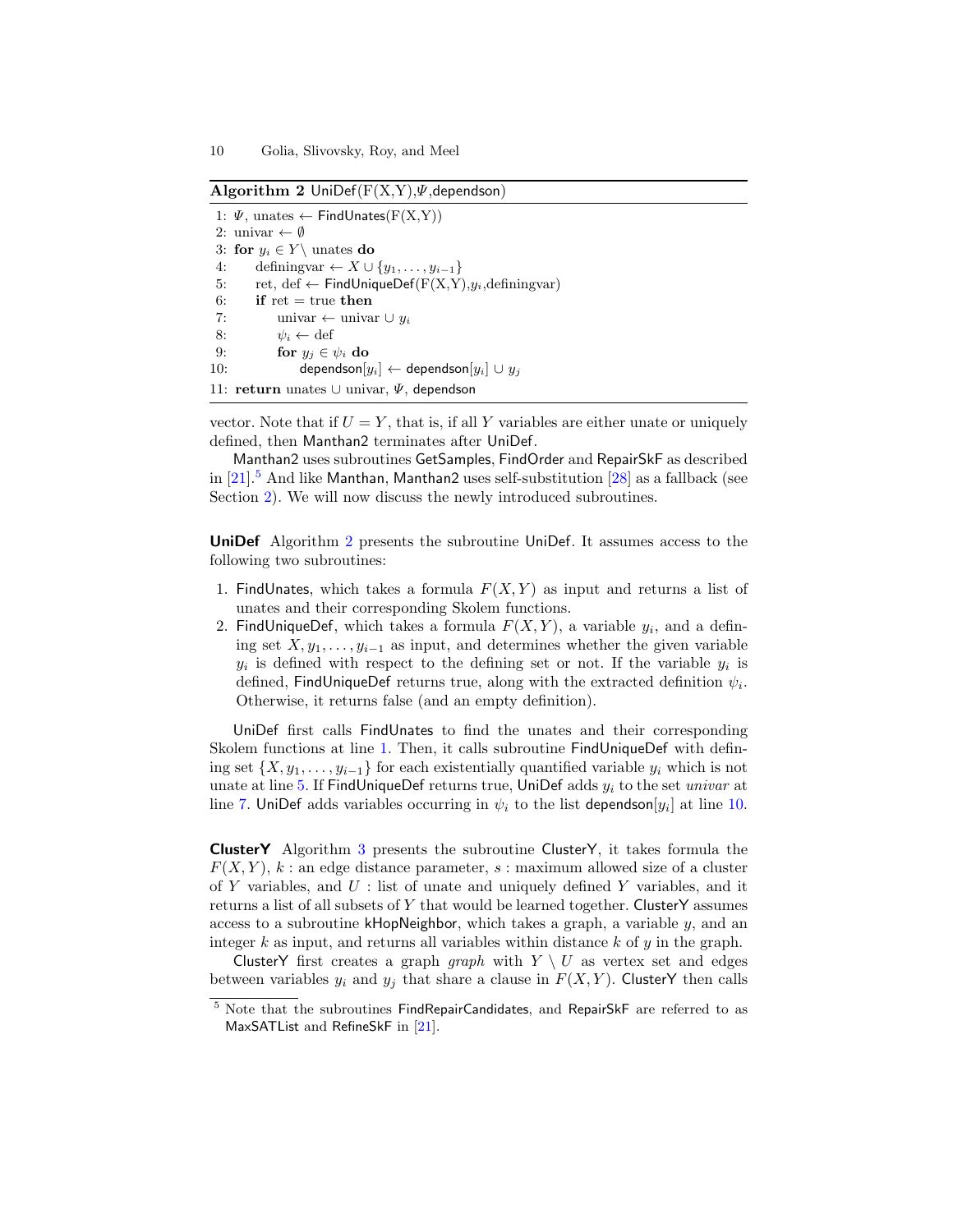**Algorithm 2** UniDef(F(X,Y),$\Psi$,dependson)

```
1: Ψ, unates ← FindUnates(F(X,Y))
2: univar ← ∅
3: for y_i ∈ Y \ unates do
4:     definingvar ← X ∪ {y_1, ..., y_{i-1}}
5:     ret, def ← FindUniqueDef(F(X,Y),y_i,definingvar)
6:     if ret = true then
7:         univar ← univar ∪ y_i
8:         ψ_i ← def
9:         for y_j ∈ ψ_i do
10:            dependson[y_i] ← dependson[y_i] ∪ y_j
11: return unates ∪ univar, Ψ, dependson
```

vector. Note that if $U = Y$, that is, if all $Y$ variables are either unate or uniquely defined, then Manthan2 terminates after UniDef.

Manthan2 uses subroutines GetSamples, FindOrder and RepairSkF as described in [21].[5] And like Manthan, Manthan2 uses self-substitution [28] as a fallback (see Section 2). We will now discuss the newly introduced subroutines.

**UniDef** Algorithm 2 presents the subroutine UniDef. It assumes access to the following two subroutines:

1. FindUnates, which takes a formula $F(X, Y)$ as input and returns a list of unates and their corresponding Skolem functions.
2. FindUniqueDef, which takes a formula $F(X, Y)$, a variable $y_i$, and a defining set $X, y_1, \ldots, y_{i-1}$ as input, and determines whether the given variable $y_i$ is defined with respect to the defining set or not. If the variable $y_i$ is defined, FindUniqueDef returns true, along with the extracted definition $\psi_i$. Otherwise, it returns false (and an empty definition).

UniDef first calls FindUnates to find the unates and their corresponding Skolem functions at line 1. Then, it calls subroutine FindUniqueDef with defining set $\{X, y_1, \ldots, y_{i-1}\}$ for each existentially quantified variable $y_i$ which is not unate at line 5. If FindUniqueDef returns true, UniDef adds $y_i$ to the set *univar* at line 7. UniDef adds variables occurring in $\psi_i$ to the list dependson$[y_i]$ at line 10.

**ClusterY** Algorithm 3 presents the subroutine ClusterY, it takes formula the $F(X, Y)$, $k$ : an edge distance parameter, $s$ : maximum allowed size of a cluster of $Y$ variables, and $U$ : list of unate and uniquely defined $Y$ variables, and it returns a list of all subsets of $Y$ that would be learned together. ClusterY assumes access to a subroutine kHopNeighbor, which takes a graph, a variable $y$, and an integer $k$ as input, and returns all variables within distance $k$ of $y$ in the graph.

ClusterY first creates a graph *graph* with $Y \setminus U$ as vertex set and edges between variables $y_i$ and $y_j$ that share a clause in $F(X, Y)$. ClusterY then calls

[5] Note that the subroutines FindRepairCandidates, and RepairSkF are referred to as MaxSATList and RefineSkF in [21].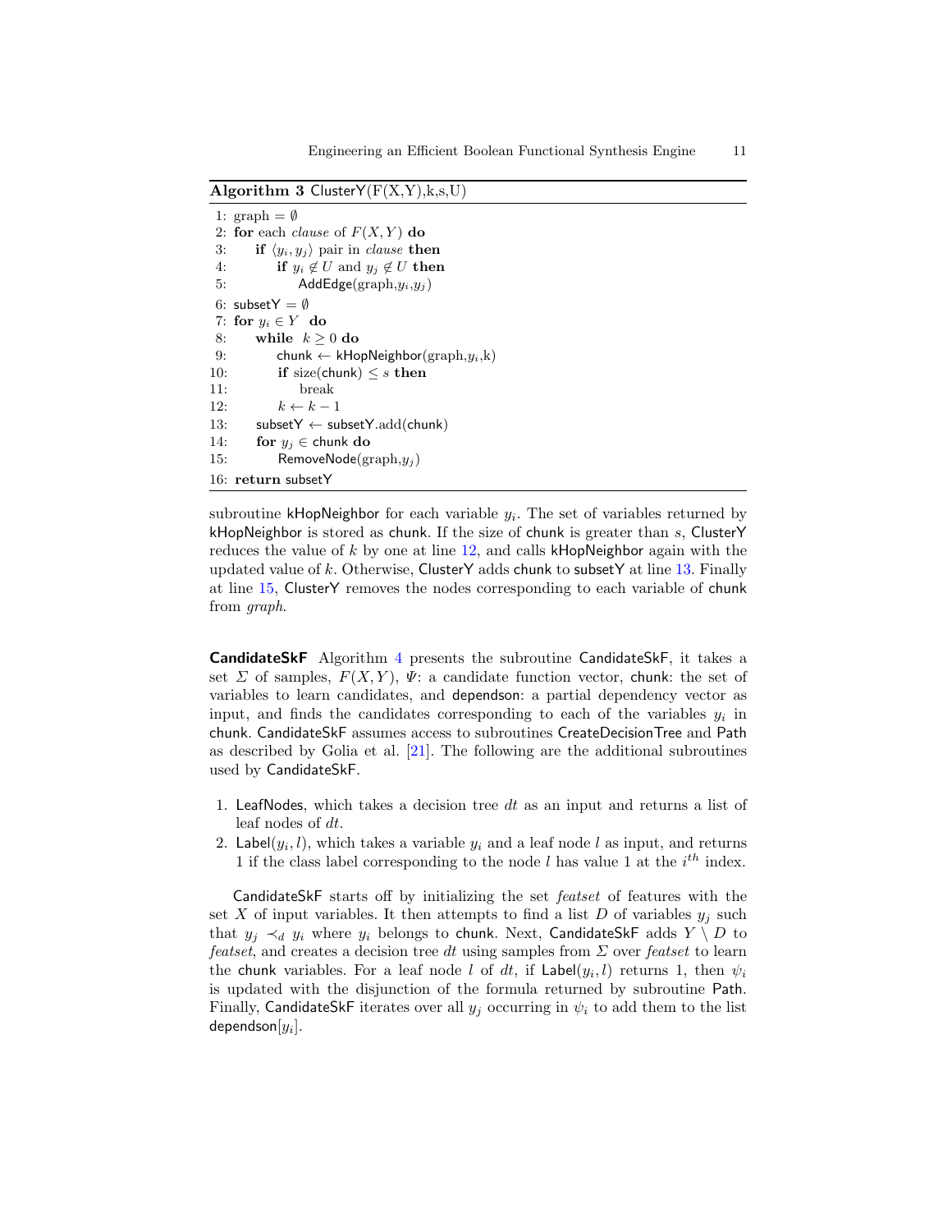**Algorithm 3** ClusterY(F(X,Y),k,s,U)

```
1: graph = ∅
2: for each clause of F(X,Y) do
3:     if ⟨y_i, y_j⟩ pair in clause then
4:         if y_i ∉ U and y_j ∉ U then
5:             AddEdge(graph, y_i, y_j)
6: subsetY = ∅
7: for y_i ∈ Y do
8:     while k ≥ 0 do
9:         chunk ← kHopNeighbor(graph, y_i, k)
10:        if size(chunk) ≤ s then
11:            break
12:        k ← k − 1
13:    subsetY ← subsetY.add(chunk)
14:    for y_j ∈ chunk do
15:        RemoveNode(graph, y_j)
16: return subsetY
```

subroutine kHopNeighbor for each variable $y_i$. The set of variables returned by kHopNeighbor is stored as chunk. If the size of chunk is greater than $s$, ClusterY reduces the value of $k$ by one at line 12, and calls kHopNeighbor again with the updated value of $k$. Otherwise, ClusterY adds chunk to subsetY at line 13. Finally at line 15, ClusterY removes the nodes corresponding to each variable of chunk from *graph*.

**CandidateSkF** Algorithm 4 presents the subroutine CandidateSkF, it takes a set $\Sigma$ of samples, $F(X,Y)$, $\Psi$: a candidate function vector, chunk: the set of variables to learn candidates, and dependson: a partial dependency vector as input, and finds the candidates corresponding to each of the variables $y_i$ in chunk. CandidateSkF assumes access to subroutines CreateDecisionTree and Path as described by Golia et al. [21]. The following are the additional subroutines used by CandidateSkF.

1. LeafNodes, which takes a decision tree $dt$ as an input and returns a list of leaf nodes of $dt$.
2. Label($y_i, l$), which takes a variable $y_i$ and a leaf node $l$ as input, and returns 1 if the class label corresponding to the node $l$ has value 1 at the $i^{th}$ index.

CandidateSkF starts off by initializing the set *featset* of features with the set $X$ of input variables. It then attempts to find a list $D$ of variables $y_j$ such that $y_j \prec_d y_i$ where $y_i$ belongs to chunk. Next, CandidateSkF adds $Y \setminus D$ to *featset*, and creates a decision tree $dt$ using samples from $\Sigma$ over *featset* to learn the chunk variables. For a leaf node $l$ of $dt$, if Label($y_i, l$) returns 1, then $\psi_i$ is updated with the disjunction of the formula returned by subroutine Path. Finally, CandidateSkF iterates over all $y_j$ occurring in $\psi_i$ to add them to the list dependson[$y_i$].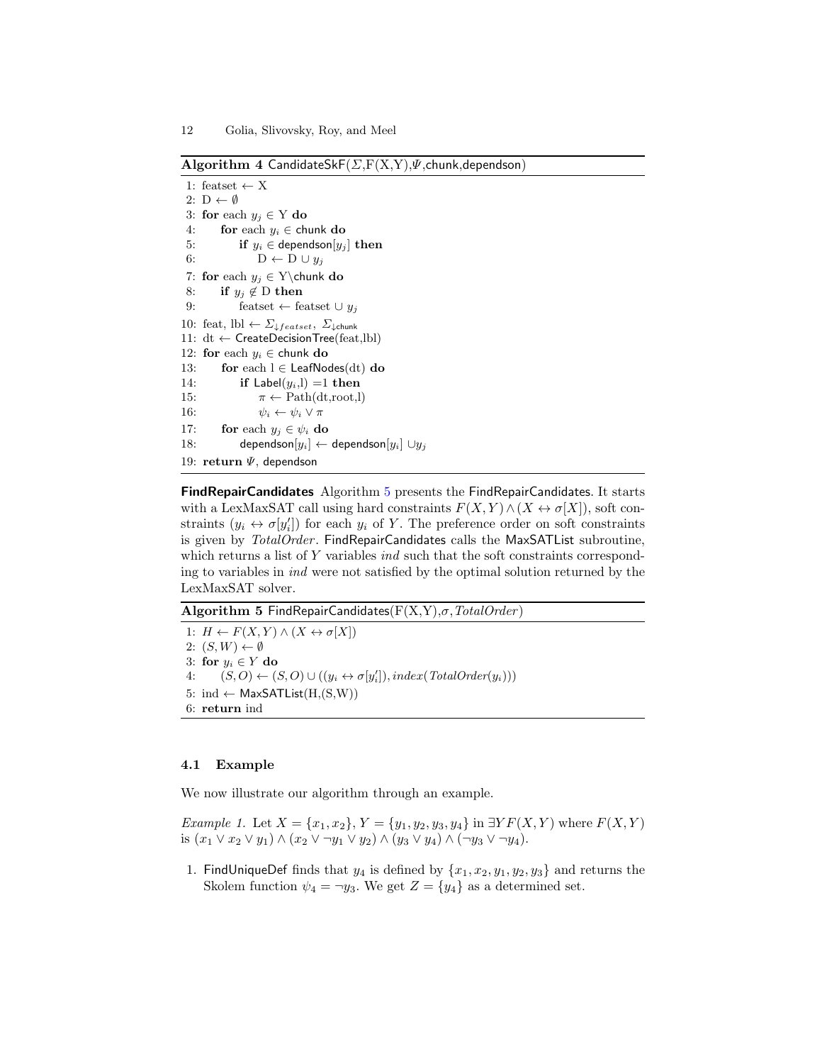**Algorithm 4** CandidateSkF($\Sigma$,F(X,Y),$\Psi$,chunk,dependson)

```
1: featset ← X
2: D ← ∅
3: for each y_j ∈ Y do
4:     for each y_i ∈ chunk do
5:         if y_i ∈ dependson[y_j] then
6:             D ← D ∪ y_j
7: for each y_j ∈ Y\chunk do
8:     if y_j ∉ D then
9:         featset ← featset ∪ y_j
10: feat, lbl ← Σ↓featset, Σ↓chunk
11: dt ← CreateDecisionTree(feat,lbl)
12: for each y_i ∈ chunk do
13:     for each l ∈ LeafNodes(dt) do
14:         if Label(y_i,l) =1 then
15:             π ← Path(dt,root,l)
16:             ψ_i ← ψ_i ∨ π
17:     for each y_j ∈ ψ_i do
18:         dependson[y_i] ← dependson[y_i] ∪y_j
19: return Ψ, dependson
```

**FindRepairCandidates** Algorithm 5 presents the FindRepairCandidates. It starts with a LexMaxSAT call using hard constraints $F(X,Y) \wedge (X \leftrightarrow \sigma[X])$, soft constraints $(y_i \leftrightarrow \sigma[y_i'])$ for each $y_i$ of $Y$. The preference order on soft constraints is given by *TotalOrder*. FindRepairCandidates calls the MaxSATList subroutine, which returns a list of $Y$ variables *ind* such that the soft constraints corresponding to variables in *ind* were not satisfied by the optimal solution returned by the LexMaxSAT solver.

**Algorithm 5** FindRepairCandidates(F(X,Y),$\sigma$,*TotalOrder*)

```
1: H ← F(X,Y) ∧ (X ↔ σ[X])
2: (S,W) ← ∅
3: for y_i ∈ Y do
4:     (S,O) ← (S,O) ∪ ((y_i ↔ σ[y_i']), index(TotalOrder(y_i)))
5: ind ← MaxSATList(H,(S,W))
6: return ind
```

### 4.1 Example

We now illustrate our algorithm through an example.

*Example 1.* Let $X = \{x_1, x_2\}$, $Y = \{y_1, y_2, y_3, y_4\}$ in $\exists Y F(X,Y)$ where $F(X,Y)$ is $(x_1 \vee x_2 \vee y_1) \wedge (x_2 \vee \neg y_1 \vee y_2) \wedge (y_3 \vee y_4) \wedge (\neg y_3 \vee \neg y_4)$.

1. FindUniqueDef finds that $y_4$ is defined by $\{x_1, x_2, y_1, y_2, y_3\}$ and returns the Skolem function $\psi_4 = \neg y_3$. We get $Z = \{y_4\}$ as a determined set.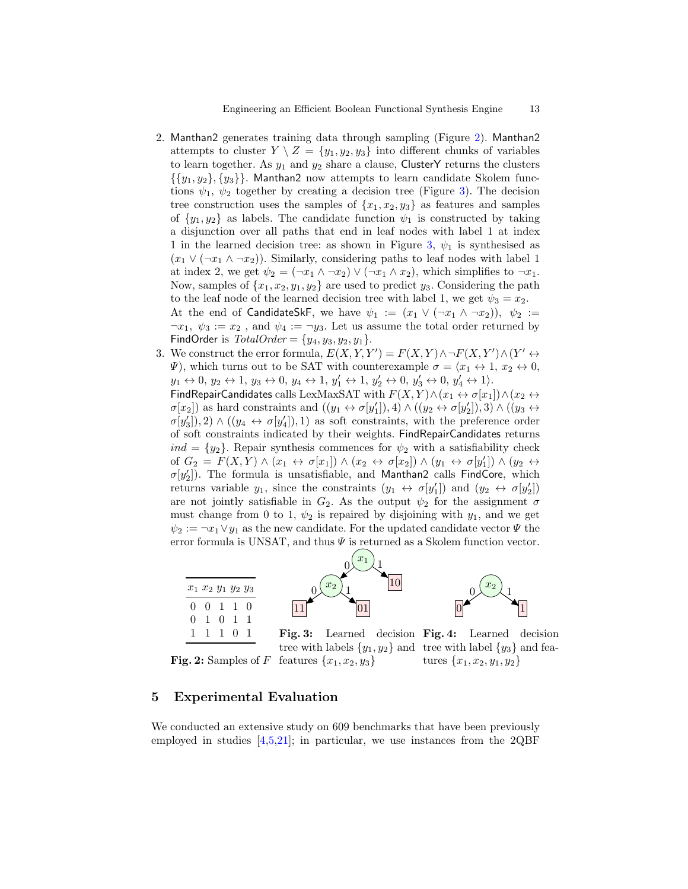2. Manthan2 generates training data through sampling (Figure 2). Manthan2 attempts to cluster $Y \setminus Z = \{y_1, y_2, y_3\}$ into different chunks of variables to learn together. As $y_1$ and $y_2$ share a clause, ClusterY returns the clusters $\{\{y_1, y_2\}, \{y_3\}\}$. Manthan2 now attempts to learn candidate Skolem functions $\psi_1$, $\psi_2$ together by creating a decision tree (Figure 3). The decision tree construction uses the samples of $\{x_1, x_2, y_3\}$ as features and samples of $\{y_1, y_2\}$ as labels. The candidate function $\psi_1$ is constructed by taking a disjunction over all paths that end in leaf nodes with label 1 at index 1 in the learned decision tree: as shown in Figure 3, $\psi_1$ is synthesised as $(x_1 \lor (\neg x_1 \land \neg x_2))$. Similarly, considering paths to leaf nodes with label 1 at index 2, we get $\psi_2 = (\neg x_1 \land \neg x_2) \lor (\neg x_1 \land x_2)$, which simplifies to $\neg x_1$. Now, samples of $\{x_1, x_2, y_1, y_2\}$ are used to predict $y_3$. Considering the path to the leaf node of the learned decision tree with label 1, we get $\psi_3 = x_2$.
   At the end of CandidateSkF, we have $\psi_1 := (x_1 \lor (\neg x_1 \land \neg x_2))$, $\psi_2 := \neg x_1$, $\psi_3 := x_2$ , and $\psi_4 := \neg y_3$. Let us assume the total order returned by FindOrder is $TotalOrder = \{y_4, y_3, y_2, y_1\}$.
3. We construct the error formula, $E(X, Y, Y') = F(X, Y) \land \neg F(X, Y') \land (Y' \leftrightarrow \Psi)$, which turns out to be SAT with counterexample $\sigma = \langle x_1 \leftrightarrow 1, x_2 \leftrightarrow 0, y_1 \leftrightarrow 0, y_2 \leftrightarrow 1, y_3 \leftrightarrow 0, y_4 \leftrightarrow 1, y'_1 \leftrightarrow 1, y'_2 \leftrightarrow 0, y'_3 \leftrightarrow 0, y'_4 \leftrightarrow 1\rangle$.
   FindRepairCandidates calls LexMaxSAT with $F(X, Y) \land (x_1 \leftrightarrow \sigma[x_1]) \land (x_2 \leftrightarrow \sigma[x_2])$ as hard constraints and $((y_1 \leftrightarrow \sigma[y'_1]), 4) \land ((y_2 \leftrightarrow \sigma[y'_2]), 3) \land ((y_3 \leftrightarrow \sigma[y'_3]), 2) \land ((y_4 \leftrightarrow \sigma[y'_4]), 1)$ as soft constraints, with the preference order of soft constraints indicated by their weights. FindRepairCandidates returns $ind = \{y_2\}$. Repair synthesis commences for $\psi_2$ with a satisfiability check of $G_2 = F(X, Y) \land (x_1 \leftrightarrow \sigma[x_1]) \land (x_2 \leftrightarrow \sigma[x_2]) \land (y_1 \leftrightarrow \sigma[y'_1]) \land (y_2 \leftrightarrow \sigma[y'_2])$. The formula is unsatisfiable, and Manthan2 calls FindCore, which returns variable $y_1$, since the constraints $(y_1 \leftrightarrow \sigma[y'_1])$ and $(y_2 \leftrightarrow \sigma[y'_2])$ are not jointly satisfiable in $G_2$. As the output $\psi_2$ for the assignment $\sigma$ must change from 0 to 1, $\psi_2$ is repaired by disjoining with $y_1$, and we get $\psi_2 := \neg x_1 \lor y_1$ as the new candidate. For the updated candidate vector $\Psi$ the error formula is UNSAT, and thus $\Psi$ is returned as a Skolem function vector.

| $x_1$ | $x_2$ | $y_1$ | $y_2$ | $y_3$ |
|---|---|---|---|---|
| 0 | 0 | 1 | 1 | 0 |
| 0 | 1 | 0 | 1 | 1 |
| 1 | 1 | 1 | 0 | 1 |

**Fig. 2:** Samples of $F$

**Fig. 3:** Learned decision tree with labels $\{y_1, y_2\}$ and features $\{x_1, x_2, y_3\}$

**Fig. 4:** Learned decision tree with label $\{y_3\}$ and features $\{x_1, x_2, y_1, y_2\}$

## 5 Experimental Evaluation

We conducted an extensive study on 609 benchmarks that have been previously employed in studies [4,5,21]; in particular, we use instances from the 2QBF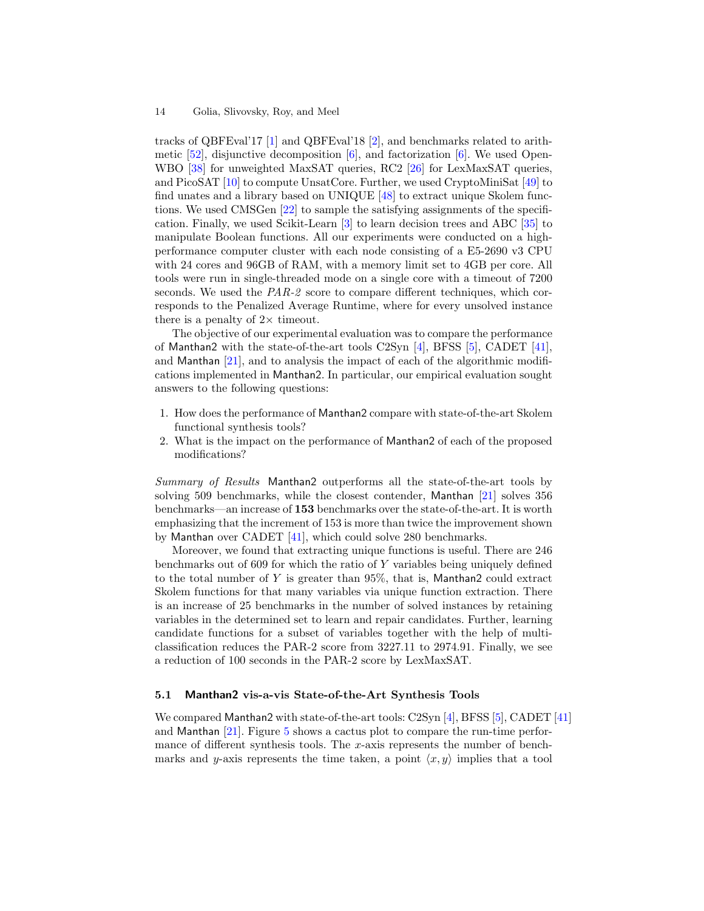tracks of QBFEval'17 [1] and QBFEval'18 [2], and benchmarks related to arithmetic [52], disjunctive decomposition [6], and factorization [6]. We used Open-WBO [38] for unweighted MaxSAT queries, RC2 [26] for LexMaxSAT queries, and PicoSAT [10] to compute UnsatCore. Further, we used CryptoMiniSat [49] to find unates and a library based on UNIQUE [48] to extract unique Skolem functions. We used CMSGen [22] to sample the satisfying assignments of the specification. Finally, we used Scikit-Learn [3] to learn decision trees and ABC [35] to manipulate Boolean functions. All our experiments were conducted on a high-performance computer cluster with each node consisting of a E5-2690 v3 CPU with 24 cores and 96GB of RAM, with a memory limit set to 4GB per core. All tools were run in single-threaded mode on a single core with a timeout of 7200 seconds. We used the *PAR-2* score to compare different techniques, which corresponds to the Penalized Average Runtime, where for every unsolved instance there is a penalty of 2× timeout.

The objective of our experimental evaluation was to compare the performance of Manthan2 with the state-of-the-art tools C2Syn [4], BFSS [5], CADET [41], and Manthan [21], and to analysis the impact of each of the algorithmic modifications implemented in Manthan2. In particular, our empirical evaluation sought answers to the following questions:

1. How does the performance of Manthan2 compare with state-of-the-art Skolem functional synthesis tools?
2. What is the impact on the performance of Manthan2 of each of the proposed modifications?

*Summary of Results* Manthan2 outperforms all the state-of-the-art tools by solving 509 benchmarks, while the closest contender, Manthan [21] solves 356 benchmarks—an increase of **153** benchmarks over the state-of-the-art. It is worth emphasizing that the increment of 153 is more than twice the improvement shown by Manthan over CADET [41], which could solve 280 benchmarks.

Moreover, we found that extracting unique functions is useful. There are 246 benchmarks out of 609 for which the ratio of $Y$ variables being uniquely defined to the total number of $Y$ is greater than 95%, that is, Manthan2 could extract Skolem functions for that many variables via unique function extraction. There is an increase of 25 benchmarks in the number of solved instances by retaining variables in the determined set to learn and repair candidates. Further, learning candidate functions for a subset of variables together with the help of multi-classification reduces the PAR-2 score from 3227.11 to 2974.91. Finally, we see a reduction of 100 seconds in the PAR-2 score by LexMaxSAT.

### 5.1 Manthan2 vis-a-vis State-of-the-Art Synthesis Tools

We compared Manthan2 with state-of-the-art tools: C2Syn [4], BFSS [5], CADET [41] and Manthan [21]. Figure 5 shows a cactus plot to compare the run-time performance of different synthesis tools. The $x$-axis represents the number of benchmarks and $y$-axis represents the time taken, a point $\langle x, y\rangle$ implies that a tool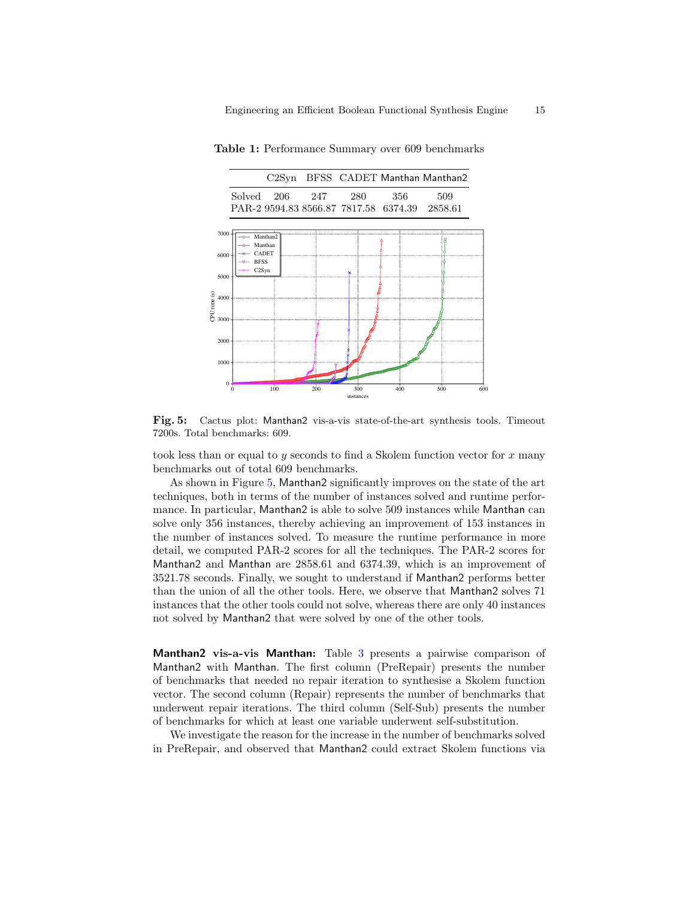**Table 1:** Performance Summary over 609 benchmarks

| | C2Syn | BFSS | CADET | Manthan | Manthan2 |
|---|---|---|---|---|---|
| Solved | 206 | 247 | 280 | 356 | 509 |
| PAR-2 | 9594.83 | 8566.87 | 7817.58 | 6374.39 | 2858.61 |

**Fig. 5:** Cactus plot: Manthan2 vis-a-vis state-of-the-art synthesis tools. Timeout 7200s. Total benchmarks: 609.

took less than or equal to $y$ seconds to find a Skolem function vector for $x$ many benchmarks out of total 609 benchmarks.

As shown in Figure 5, Manthan2 significantly improves on the state of the art techniques, both in terms of the number of instances solved and runtime performance. In particular, Manthan2 is able to solve 509 instances while Manthan can solve only 356 instances, thereby achieving an improvement of 153 instances in the number of instances solved. To measure the runtime performance in more detail, we computed PAR-2 scores for all the techniques. The PAR-2 scores for Manthan2 and Manthan are 2858.61 and 6374.39, which is an improvement of 3521.78 seconds. Finally, we sought to understand if Manthan2 performs better than the union of all the other tools. Here, we observe that Manthan2 solves 71 instances that the other tools could not solve, whereas there are only 40 instances not solved by Manthan2 that were solved by one of the other tools.

**Manthan2 vis-a-vis Manthan:** Table 3 presents a pairwise comparison of Manthan2 with Manthan. The first column (PreRepair) presents the number of benchmarks that needed no repair iteration to synthesise a Skolem function vector. The second column (Repair) represents the number of benchmarks that underwent repair iterations. The third column (Self-Sub) presents the number of benchmarks for which at least one variable underwent self-substitution.

We investigate the reason for the increase in the number of benchmarks solved in PreRepair, and observed that Manthan2 could extract Skolem functions via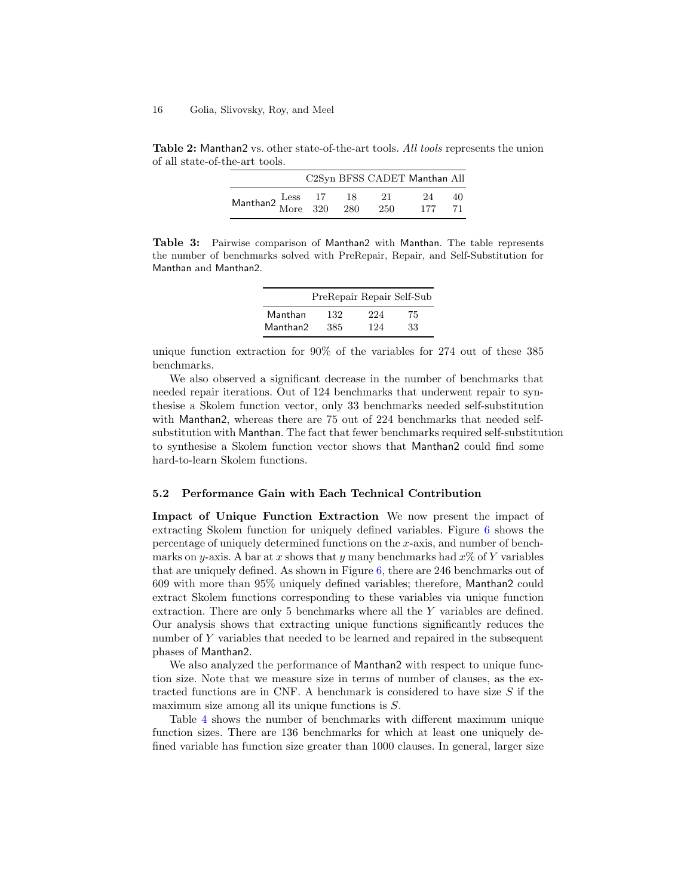**Table 2:** Manthan2 vs. other state-of-the-art tools. *All tools* represents the union of all state-of-the-art tools.

| | | C2Syn | BFSS | CADET | Manthan | All |
|---|---|---|---|---|---|---|
| Manthan2 | Less | 17 | 18 | 21 | 24 | 40 |
| | More | 320 | 280 | 250 | 177 | 71 |

**Table 3:** Pairwise comparison of Manthan2 with Manthan. The table represents the number of benchmarks solved with PreRepair, Repair, and Self-Substitution for Manthan and Manthan2.

| | PreRepair | Repair | Self-Sub |
|---|---|---|---|
| Manthan | 132 | 224 | 75 |
| Manthan2 | 385 | 124 | 33 |

unique function extraction for 90% of the variables for 274 out of these 385 benchmarks.

We also observed a significant decrease in the number of benchmarks that needed repair iterations. Out of 124 benchmarks that underwent repair to synthesise a Skolem function vector, only 33 benchmarks needed self-substitution with Manthan2, whereas there are 75 out of 224 benchmarks that needed self-substitution with Manthan. The fact that fewer benchmarks required self-substitution to synthesise a Skolem function vector shows that Manthan2 could find some hard-to-learn Skolem functions.

### 5.2 Performance Gain with Each Technical Contribution

**Impact of Unique Function Extraction** We now present the impact of extracting Skolem function for uniquely defined variables. Figure 6 shows the percentage of uniquely determined functions on the $x$-axis, and number of benchmarks on $y$-axis. A bar at $x$ shows that $y$ many benchmarks had $x$% of $Y$ variables that are uniquely defined. As shown in Figure 6, there are 246 benchmarks out of 609 with more than 95% uniquely defined variables; therefore, Manthan2 could extract Skolem functions corresponding to these variables via unique function extraction. There are only 5 benchmarks where all the $Y$ variables are defined. Our analysis shows that extracting unique functions significantly reduces the number of $Y$ variables that needed to be learned and repaired in the subsequent phases of Manthan2.

We also analyzed the performance of Manthan2 with respect to unique function size. Note that we measure size in terms of number of clauses, as the extracted functions are in CNF. A benchmark is considered to have size $S$ if the maximum size among all its unique functions is $S$.

Table 4 shows the number of benchmarks with different maximum unique function sizes. There are 136 benchmarks for which at least one uniquely defined variable has function size greater than 1000 clauses. In general, larger size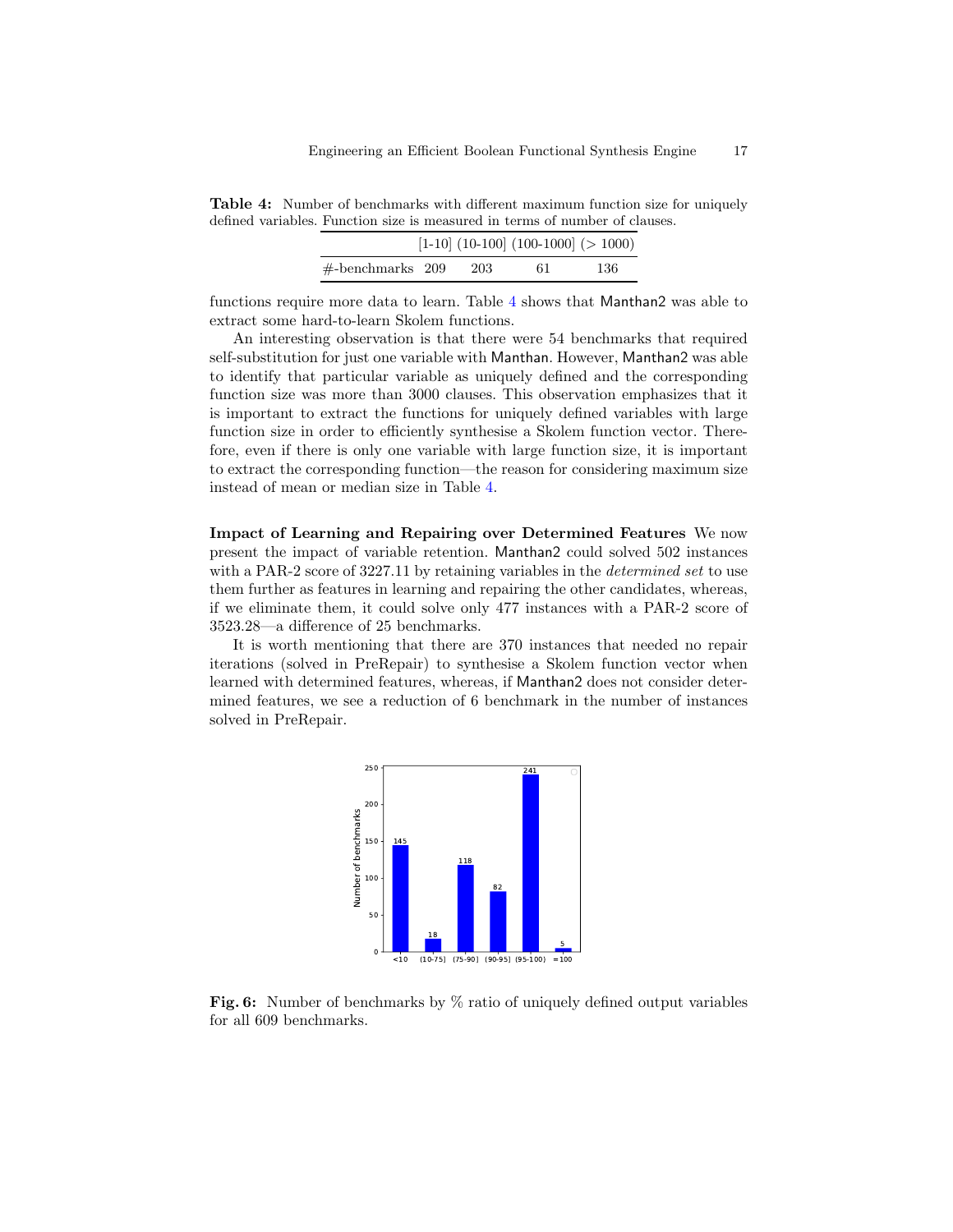**Table 4:** Number of benchmarks with different maximum function size for uniquely defined variables. Function size is measured in terms of number of clauses.

| | [1-10] | (10-100] | (100-1000] | (> 1000) |
|---|---|---|---|---|
| #-benchmarks | 209 | 203 | 61 | 136 |

functions require more data to learn. Table 4 shows that Manthan2 was able to extract some hard-to-learn Skolem functions.

An interesting observation is that there were 54 benchmarks that required self-substitution for just one variable with Manthan. However, Manthan2 was able to identify that particular variable as uniquely defined and the corresponding function size was more than 3000 clauses. This observation emphasizes that it is important to extract the functions for uniquely defined variables with large function size in order to efficiently synthesise a Skolem function vector. Therefore, even if there is only one variable with large function size, it is important to extract the corresponding function—the reason for considering maximum size instead of mean or median size in Table 4.

**Impact of Learning and Repairing over Determined Features** We now present the impact of variable retention. Manthan2 could solved 502 instances with a PAR-2 score of 3227.11 by retaining variables in the *determined set* to use them further as features in learning and repairing the other candidates, whereas, if we eliminate them, it could solve only 477 instances with a PAR-2 score of 3523.28—a difference of 25 benchmarks.

It is worth mentioning that there are 370 instances that needed no repair iterations (solved in PreRepair) to synthesise a Skolem function vector when learned with determined features, whereas, if Manthan2 does not consider determined features, we see a reduction of 6 benchmark in the number of instances solved in PreRepair.

**Fig. 6:** Number of benchmarks by % ratio of uniquely defined output variables for all 609 benchmarks.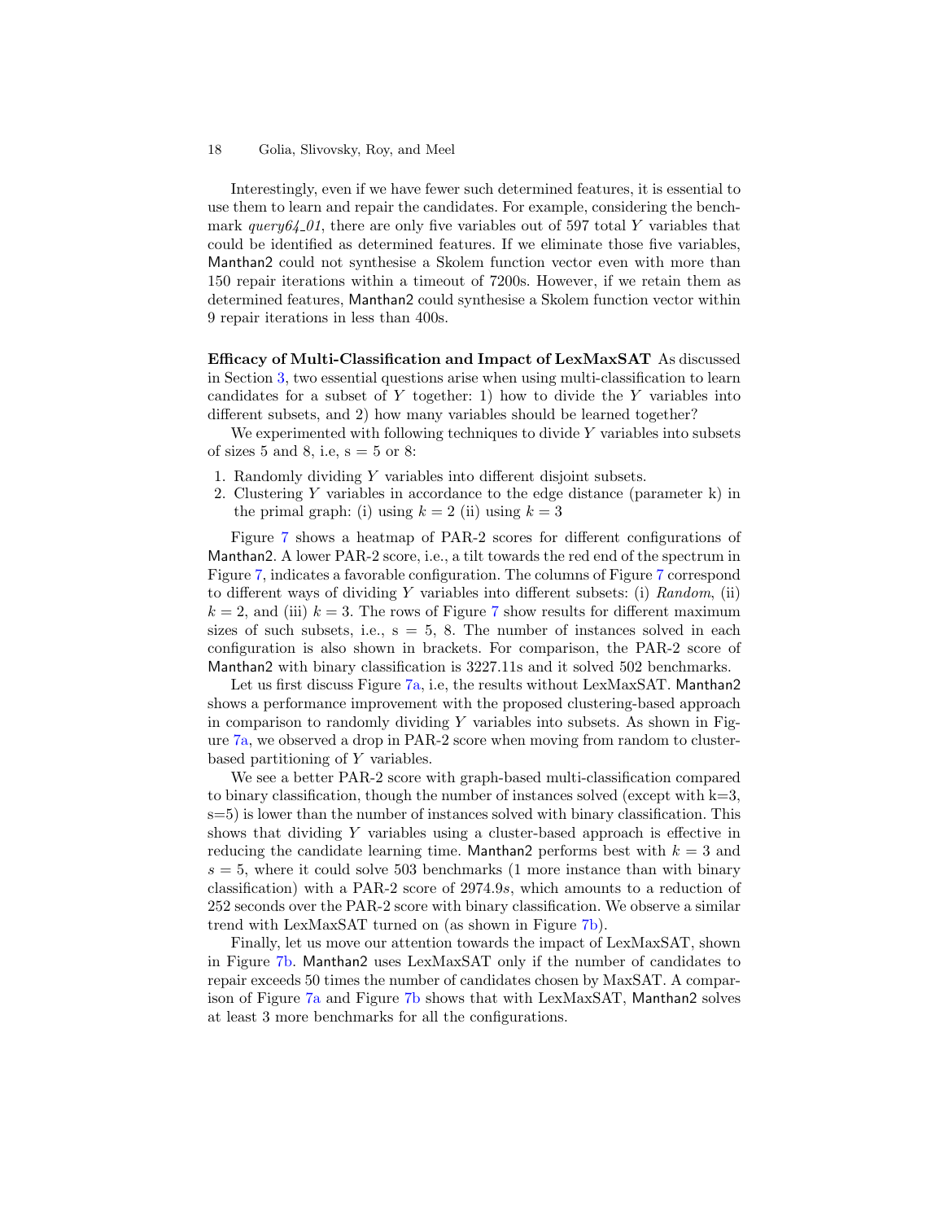Interestingly, even if we have fewer such determined features, it is essential to use them to learn and repair the candidates. For example, considering the benchmark *query64_01*, there are only five variables out of 597 total $Y$ variables that could be identified as determined features. If we eliminate those five variables, Manthan2 could not synthesise a Skolem function vector even with more than 150 repair iterations within a timeout of 7200s. However, if we retain them as determined features, Manthan2 could synthesise a Skolem function vector within 9 repair iterations in less than 400s.

**Efficacy of Multi-Classification and Impact of LexMaxSAT** As discussed in Section 3, two essential questions arise when using multi-classification to learn candidates for a subset of $Y$ together: 1) how to divide the $Y$ variables into different subsets, and 2) how many variables should be learned together?

We experimented with following techniques to divide $Y$ variables into subsets of sizes 5 and 8, i.e, s = 5 or 8:

1. Randomly dividing $Y$ variables into different disjoint subsets.
2. Clustering $Y$ variables in accordance to the edge distance (parameter k) in the primal graph: (i) using $k = 2$ (ii) using $k = 3$

Figure 7 shows a heatmap of PAR-2 scores for different configurations of Manthan2. A lower PAR-2 score, i.e., a tilt towards the red end of the spectrum in Figure 7, indicates a favorable configuration. The columns of Figure 7 correspond to different ways of dividing $Y$ variables into different subsets: (i) *Random*, (ii) $k = 2$, and (iii) $k = 3$. The rows of Figure 7 show results for different maximum sizes of such subsets, i.e., s = 5, 8. The number of instances solved in each configuration is also shown in brackets. For comparison, the PAR-2 score of Manthan2 with binary classification is 3227.11s and it solved 502 benchmarks.

Let us first discuss Figure 7a, i.e, the results without LexMaxSAT. Manthan2 shows a performance improvement with the proposed clustering-based approach in comparison to randomly dividing $Y$ variables into subsets. As shown in Figure 7a, we observed a drop in PAR-2 score when moving from random to cluster-based partitioning of $Y$ variables.

We see a better PAR-2 score with graph-based multi-classification compared to binary classification, though the number of instances solved (except with k=3, s=5) is lower than the number of instances solved with binary classification. This shows that dividing $Y$ variables using a cluster-based approach is effective in reducing the candidate learning time. Manthan2 performs best with $k = 3$ and $s = 5$, where it could solve 503 benchmarks (1 more instance than with binary classification) with a PAR-2 score of 2974.9$s$, which amounts to a reduction of 252 seconds over the PAR-2 score with binary classification. We observe a similar trend with LexMaxSAT turned on (as shown in Figure 7b).

Finally, let us move our attention towards the impact of LexMaxSAT, shown in Figure 7b. Manthan2 uses LexMaxSAT only if the number of candidates to repair exceeds 50 times the number of candidates chosen by MaxSAT. A comparison of Figure 7a and Figure 7b shows that with LexMaxSAT, Manthan2 solves at least 3 more benchmarks for all the configurations.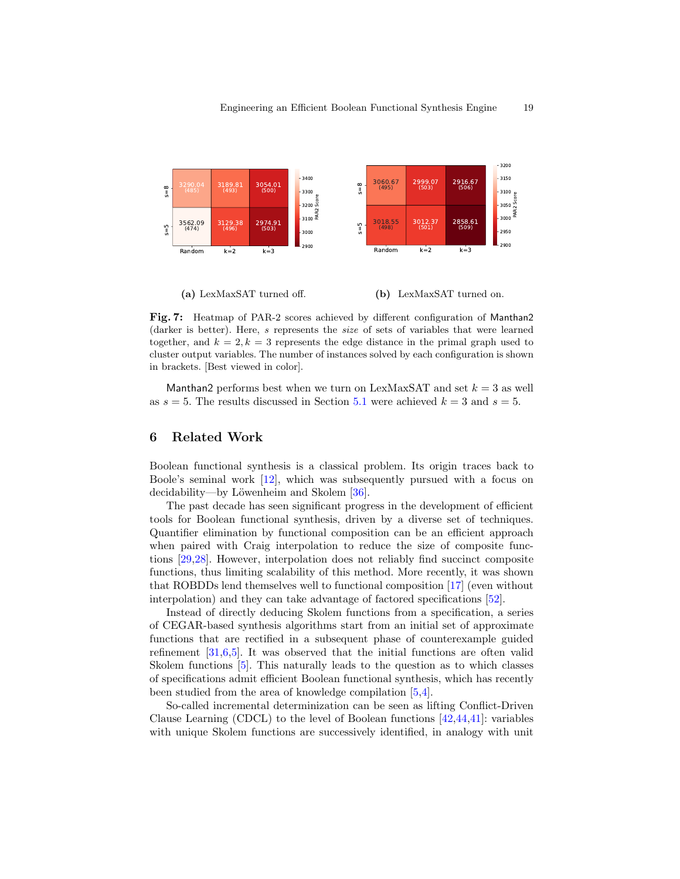| | Random | k=2 | k=3 |
|---|---|---|---|
| s=8 | 3290.04 (485) | 3189.81 (493) | 3054.01 (500) |
| s=5 | 3562.09 (474) | 3129.38 (496) | 2974.91 (503) |

**(a)** LexMaxSAT turned off.

| | Random | k=2 | k=3 |
|---|---|---|---|
| s=8 | 3060.67 (495) | 2999.07 (503) | 2916.67 (506) |
| s=5 | 3018.55 (498) | 3012.37 (501) | 2858.61 (509) |

**(b)** LexMaxSAT turned on.

**Fig. 7:** Heatmap of PAR-2 scores achieved by different configuration of Manthan2 (darker is better). Here, $s$ represents the *size* of sets of variables that were learned together, and $k = 2, k = 3$ represents the edge distance in the primal graph used to cluster output variables. The number of instances solved by each configuration is shown in brackets. [Best viewed in color].

Manthan2 performs best when we turn on LexMaxSAT and set $k = 3$ as well as $s = 5$. The results discussed in Section 5.1 were achieved $k = 3$ and $s = 5$.

## 6 Related Work

Boolean functional synthesis is a classical problem. Its origin traces back to Boole's seminal work [12], which was subsequently pursued with a focus on decidability—by Löwenheim and Skolem [36].

The past decade has seen significant progress in the development of efficient tools for Boolean functional synthesis, driven by a diverse set of techniques. Quantifier elimination by functional composition can be an efficient approach when paired with Craig interpolation to reduce the size of composite functions [29,28]. However, interpolation does not reliably find succinct composite functions, thus limiting scalability of this method. More recently, it was shown that ROBDDs lend themselves well to functional composition [17] (even without interpolation) and they can take advantage of factored specifications [52].

Instead of directly deducing Skolem functions from a specification, a series of CEGAR-based synthesis algorithms start from an initial set of approximate functions that are rectified in a subsequent phase of counterexample guided refinement [31,6,5]. It was observed that the initial functions are often valid Skolem functions [5]. This naturally leads to the question as to which classes of specifications admit efficient Boolean functional synthesis, which has recently been studied from the area of knowledge compilation [5,4].

So-called incremental determinization can be seen as lifting Conflict-Driven Clause Learning (CDCL) to the level of Boolean functions [42,44,41]: variables with unique Skolem functions are successively identified, in analogy with unit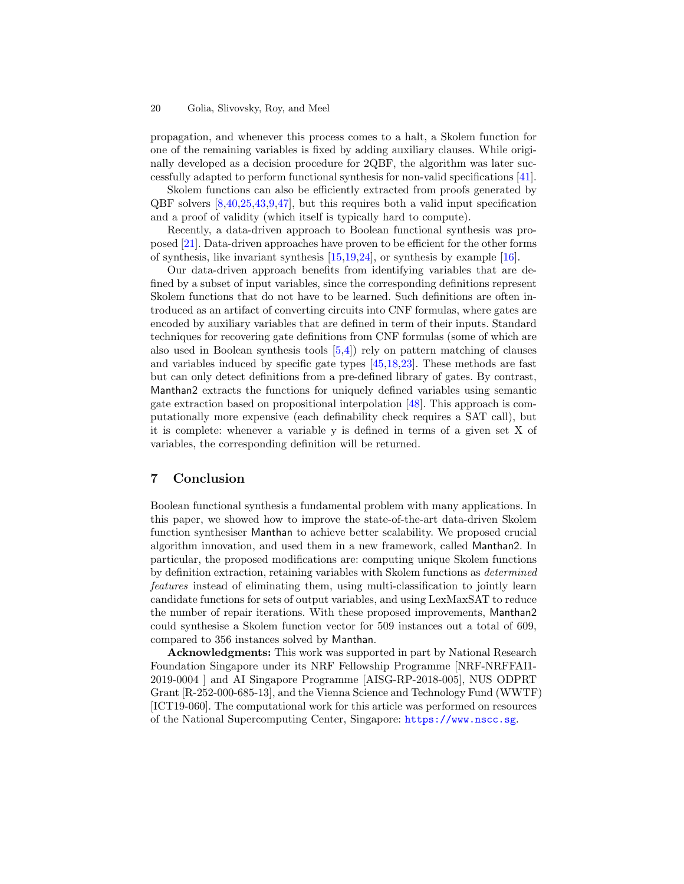propagation, and whenever this process comes to a halt, a Skolem function for one of the remaining variables is fixed by adding auxiliary clauses. While originally developed as a decision procedure for 2QBF, the algorithm was later successfully adapted to perform functional synthesis for non-valid specifications [41].

Skolem functions can also be efficiently extracted from proofs generated by QBF solvers [8,40,25,43,9,47], but this requires both a valid input specification and a proof of validity (which itself is typically hard to compute).

Recently, a data-driven approach to Boolean functional synthesis was proposed [21]. Data-driven approaches have proven to be efficient for the other forms of synthesis, like invariant synthesis [15,19,24], or synthesis by example [16].

Our data-driven approach benefits from identifying variables that are defined by a subset of input variables, since the corresponding definitions represent Skolem functions that do not have to be learned. Such definitions are often introduced as an artifact of converting circuits into CNF formulas, where gates are encoded by auxiliary variables that are defined in term of their inputs. Standard techniques for recovering gate definitions from CNF formulas (some of which are also used in Boolean synthesis tools [5,4]) rely on pattern matching of clauses and variables induced by specific gate types [45,18,23]. These methods are fast but can only detect definitions from a pre-defined library of gates. By contrast, Manthan2 extracts the functions for uniquely defined variables using semantic gate extraction based on propositional interpolation [48]. This approach is computationally more expensive (each definability check requires a SAT call), but it is complete: whenever a variable y is defined in terms of a given set X of variables, the corresponding definition will be returned.

## 7 Conclusion

Boolean functional synthesis a fundamental problem with many applications. In this paper, we showed how to improve the state-of-the-art data-driven Skolem function synthesiser Manthan to achieve better scalability. We proposed crucial algorithm innovation, and used them in a new framework, called Manthan2. In particular, the proposed modifications are: computing unique Skolem functions by definition extraction, retaining variables with Skolem functions as *determined features* instead of eliminating them, using multi-classification to jointly learn candidate functions for sets of output variables, and using LexMaxSAT to reduce the number of repair iterations. With these proposed improvements, Manthan2 could synthesise a Skolem function vector for 509 instances out a total of 609, compared to 356 instances solved by Manthan.

**Acknowledgments:** This work was supported in part by National Research Foundation Singapore under its NRF Fellowship Programme [NRF-NRFFAI1-2019-0004 ] and AI Singapore Programme [AISG-RP-2018-005], NUS ODPRT Grant [R-252-000-685-13], and the Vienna Science and Technology Fund (WWTF) [ICT19-060]. The computational work for this article was performed on resources of the National Supercomputing Center, Singapore: https://www.nscc.sg.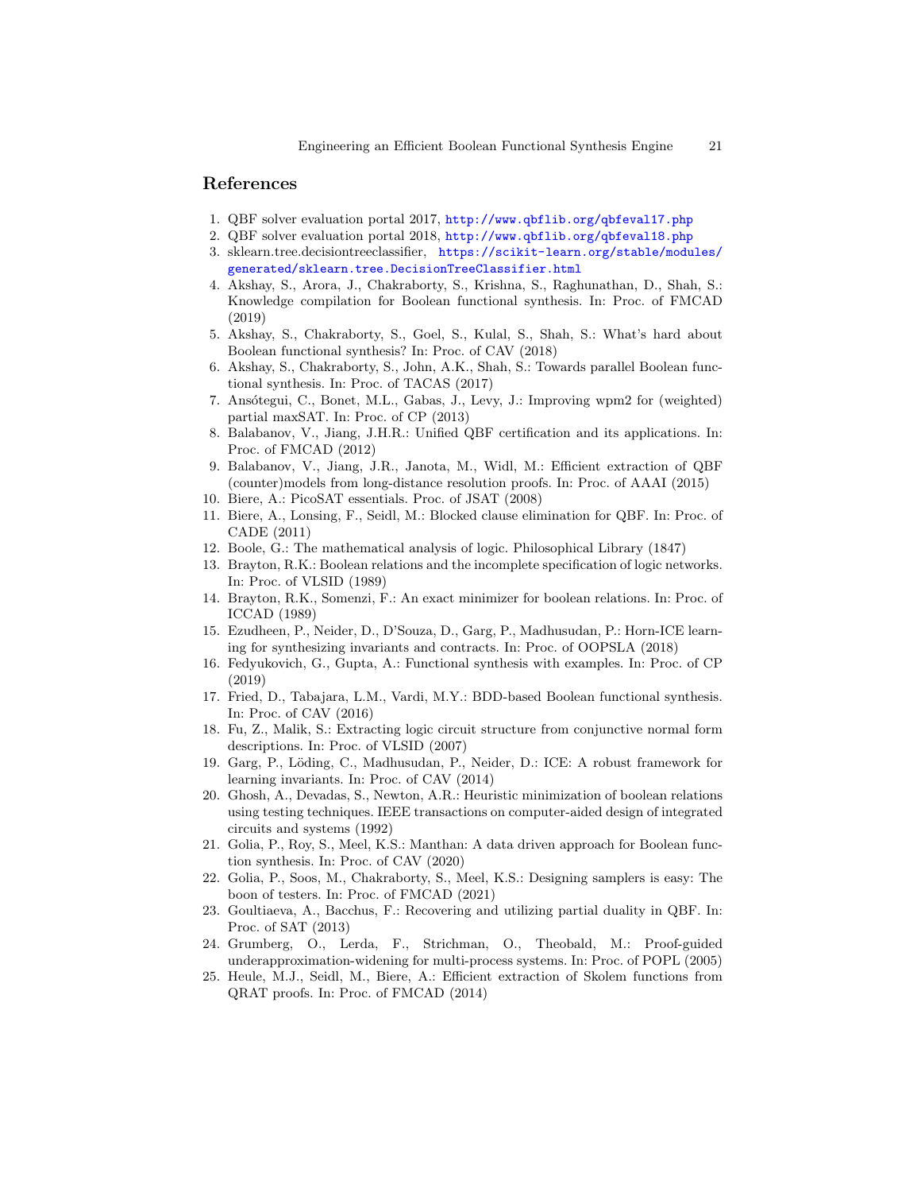## References

1. QBF solver evaluation portal 2017, http://www.qbflib.org/qbfeval17.php
2. QBF solver evaluation portal 2018, http://www.qbflib.org/qbfeval18.php
3. sklearn.tree.decisiontreeclassifier, https://scikit-learn.org/stable/modules/generated/sklearn.tree.DecisionTreeClassifier.html
4. Akshay, S., Arora, J., Chakraborty, S., Krishna, S., Raghunathan, D., Shah, S.: Knowledge compilation for Boolean functional synthesis. In: Proc. of FMCAD (2019)
5. Akshay, S., Chakraborty, S., Goel, S., Kulal, S., Shah, S.: What's hard about Boolean functional synthesis? In: Proc. of CAV (2018)
6. Akshay, S., Chakraborty, S., John, A.K., Shah, S.: Towards parallel Boolean functional synthesis. In: Proc. of TACAS (2017)
7. Ansótegui, C., Bonet, M.L., Gabas, J., Levy, J.: Improving wpm2 for (weighted) partial maxSAT. In: Proc. of CP (2013)
8. Balabanov, V., Jiang, J.H.R.: Unified QBF certification and its applications. In: Proc. of FMCAD (2012)
9. Balabanov, V., Jiang, J.R., Janota, M., Widl, M.: Efficient extraction of QBF (counter)models from long-distance resolution proofs. In: Proc. of AAAI (2015)
10. Biere, A.: PicoSAT essentials. Proc. of JSAT (2008)
11. Biere, A., Lonsing, F., Seidl, M.: Blocked clause elimination for QBF. In: Proc. of CADE (2011)
12. Boole, G.: The mathematical analysis of logic. Philosophical Library (1847)
13. Brayton, R.K.: Boolean relations and the incomplete specification of logic networks. In: Proc. of VLSID (1989)
14. Brayton, R.K., Somenzi, F.: An exact minimizer for boolean relations. In: Proc. of ICCAD (1989)
15. Ezudheen, P., Neider, D., D'Souza, D., Garg, P., Madhusudan, P.: Horn-ICE learning for synthesizing invariants and contracts. In: Proc. of OOPSLA (2018)
16. Fedyukovich, G., Gupta, A.: Functional synthesis with examples. In: Proc. of CP (2019)
17. Fried, D., Tabajara, L.M., Vardi, M.Y.: BDD-based Boolean functional synthesis. In: Proc. of CAV (2016)
18. Fu, Z., Malik, S.: Extracting logic circuit structure from conjunctive normal form descriptions. In: Proc. of VLSID (2007)
19. Garg, P., Löding, C., Madhusudan, P., Neider, D.: ICE: A robust framework for learning invariants. In: Proc. of CAV (2014)
20. Ghosh, A., Devadas, S., Newton, A.R.: Heuristic minimization of boolean relations using testing techniques. IEEE transactions on computer-aided design of integrated circuits and systems (1992)
21. Golia, P., Roy, S., Meel, K.S.: Manthan: A data driven approach for Boolean function synthesis. In: Proc. of CAV (2020)
22. Golia, P., Soos, M., Chakraborty, S., Meel, K.S.: Designing samplers is easy: The boon of testers. In: Proc. of FMCAD (2021)
23. Goultiaeva, A., Bacchus, F.: Recovering and utilizing partial duality in QBF. In: Proc. of SAT (2013)
24. Grumberg, O., Lerda, F., Strichman, O., Theobald, M.: Proof-guided underapproximation-widening for multi-process systems. In: Proc. of POPL (2005)
25. Heule, M.J., Seidl, M., Biere, A.: Efficient extraction of Skolem functions from QRAT proofs. In: Proc. of FMCAD (2014)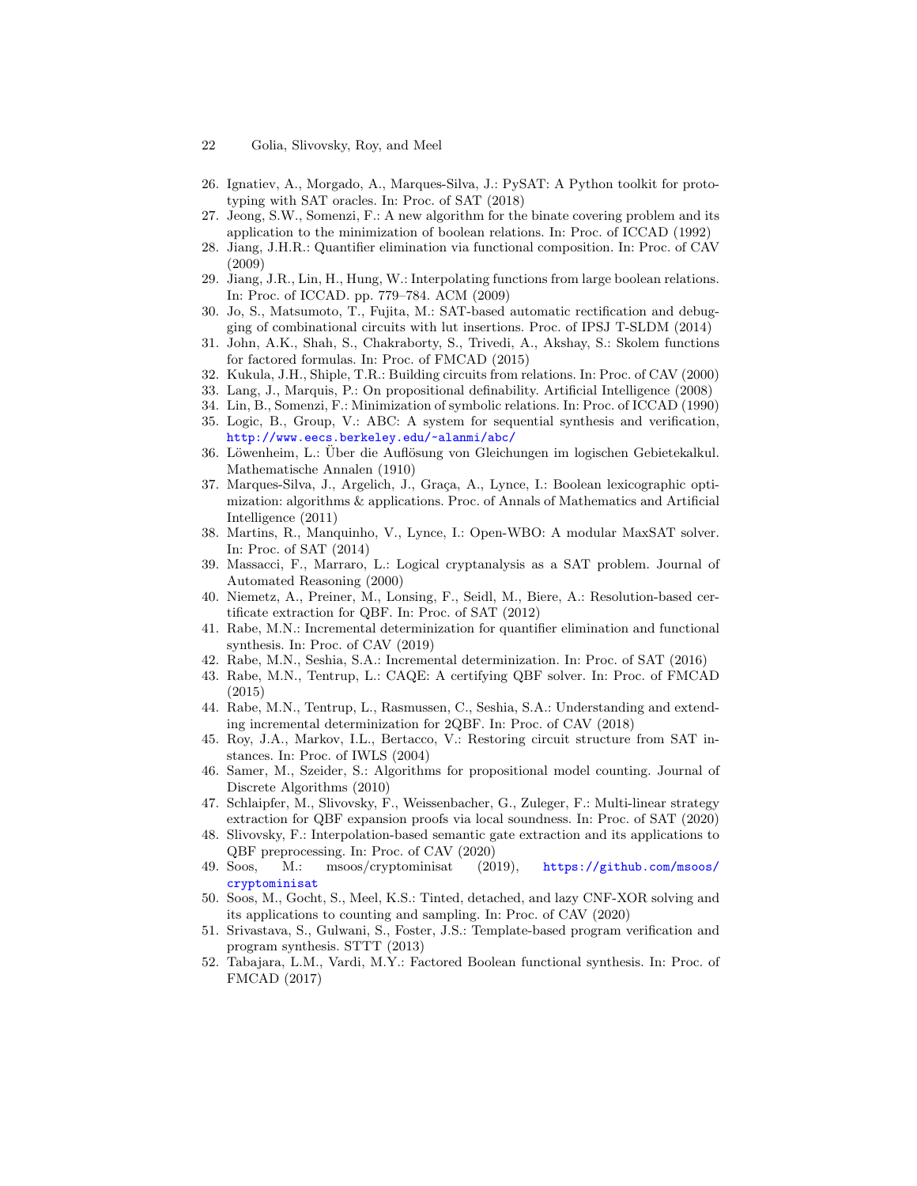26. Ignatiev, A., Morgado, A., Marques-Silva, J.: PySAT: A Python toolkit for prototyping with SAT oracles. In: Proc. of SAT (2018)
27. Jeong, S.W., Somenzi, F.: A new algorithm for the binate covering problem and its application to the minimization of boolean relations. In: Proc. of ICCAD (1992)
28. Jiang, J.H.R.: Quantifier elimination via functional composition. In: Proc. of CAV (2009)
29. Jiang, J.R., Lin, H., Hung, W.: Interpolating functions from large boolean relations. In: Proc. of ICCAD. pp. 779–784. ACM (2009)
30. Jo, S., Matsumoto, T., Fujita, M.: SAT-based automatic rectification and debugging of combinational circuits with lut insertions. Proc. of IPSJ T-SLDM (2014)
31. John, A.K., Shah, S., Chakraborty, S., Trivedi, A., Akshay, S.: Skolem functions for factored formulas. In: Proc. of FMCAD (2015)
32. Kukula, J.H., Shiple, T.R.: Building circuits from relations. In: Proc. of CAV (2000)
33. Lang, J., Marquis, P.: On propositional definability. Artificial Intelligence (2008)
34. Lin, B., Somenzi, F.: Minimization of symbolic relations. In: Proc. of ICCAD (1990)
35. Logic, B., Group, V.: ABC: A system for sequential synthesis and verification, http://www.eecs.berkeley.edu/~alanmi/abc/
36. Löwenheim, L.: Über die Auflösung von Gleichungen im logischen Gebietekalkul. Mathematische Annalen (1910)
37. Marques-Silva, J., Argelich, J., Graça, A., Lynce, I.: Boolean lexicographic optimization: algorithms & applications. Proc. of Annals of Mathematics and Artificial Intelligence (2011)
38. Martins, R., Manquinho, V., Lynce, I.: Open-WBO: A modular MaxSAT solver. In: Proc. of SAT (2014)
39. Massacci, F., Marraro, L.: Logical cryptanalysis as a SAT problem. Journal of Automated Reasoning (2000)
40. Niemetz, A., Preiner, M., Lonsing, F., Seidl, M., Biere, A.: Resolution-based certificate extraction for QBF. In: Proc. of SAT (2012)
41. Rabe, M.N.: Incremental determinization for quantifier elimination and functional synthesis. In: Proc. of CAV (2019)
42. Rabe, M.N., Seshia, S.A.: Incremental determinization. In: Proc. of SAT (2016)
43. Rabe, M.N., Tentrup, L.: CAQE: A certifying QBF solver. In: Proc. of FMCAD (2015)
44. Rabe, M.N., Tentrup, L., Rasmussen, C., Seshia, S.A.: Understanding and extending incremental determinization for 2QBF. In: Proc. of CAV (2018)
45. Roy, J.A., Markov, I.L., Bertacco, V.: Restoring circuit structure from SAT instances. In: Proc. of IWLS (2004)
46. Samer, M., Szeider, S.: Algorithms for propositional model counting. Journal of Discrete Algorithms (2010)
47. Schlaipfer, M., Slivovsky, F., Weissenbacher, G., Zuleger, F.: Multi-linear strategy extraction for QBF expansion proofs via local soundness. In: Proc. of SAT (2020)
48. Slivovsky, F.: Interpolation-based semantic gate extraction and its applications to QBF preprocessing. In: Proc. of CAV (2020)
49. Soos, M.: msoos/cryptominisat (2019), https://github.com/msoos/cryptominisat
50. Soos, M., Gocht, S., Meel, K.S.: Tinted, detached, and lazy CNF-XOR solving and its applications to counting and sampling. In: Proc. of CAV (2020)
51. Srivastava, S., Gulwani, S., Foster, J.S.: Template-based program verification and program synthesis. STTT (2013)
52. Tabajara, L.M., Vardi, M.Y.: Factored Boolean functional synthesis. In: Proc. of FMCAD (2017)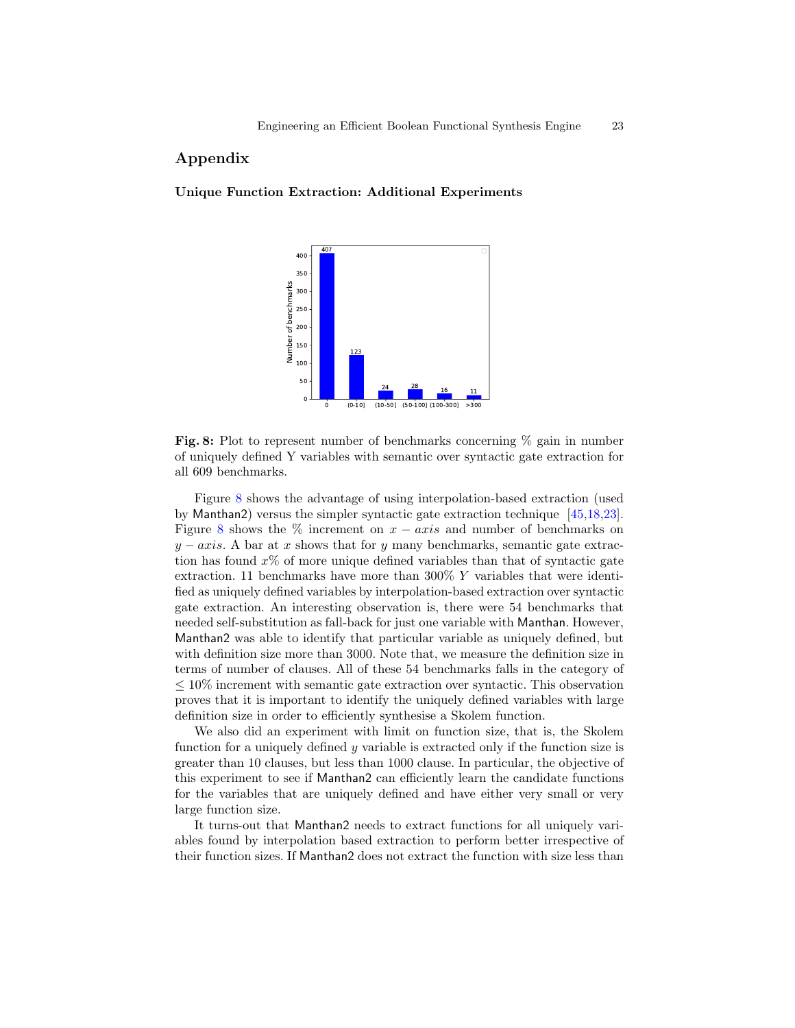## Appendix

### Unique Function Extraction: Additional Experiments

**Fig. 8:** Plot to represent number of benchmarks concerning % gain in number of uniquely defined Y variables with semantic over syntactic gate extraction for all 609 benchmarks.

Figure 8 shows the advantage of using interpolation-based extraction (used by Manthan2) versus the simpler syntactic gate extraction technique [45,18,23]. Figure 8 shows the % increment on $x-axis$ and number of benchmarks on $y-axis$. A bar at $x$ shows that for $y$ many benchmarks, semantic gate extraction has found $x$% of more unique defined variables than that of syntactic gate extraction. 11 benchmarks have more than 300% $Y$ variables that were identified as uniquely defined variables by interpolation-based extraction over syntactic gate extraction. An interesting observation is, there were 54 benchmarks that needed self-substitution as fall-back for just one variable with Manthan. However, Manthan2 was able to identify that particular variable as uniquely defined, but with definition size more than 3000. Note that, we measure the definition size in terms of number of clauses. All of these 54 benchmarks falls in the category of $\leq 10\%$ increment with semantic gate extraction over syntactic. This observation proves that it is important to identify the uniquely defined variables with large definition size in order to efficiently synthesise a Skolem function.

We also did an experiment with limit on function size, that is, the Skolem function for a uniquely defined $y$ variable is extracted only if the function size is greater than 10 clauses, but less than 1000 clause. In particular, the objective of this experiment to see if Manthan2 can efficiently learn the candidate functions for the variables that are uniquely defined and have either very small or very large function size.

It turns-out that Manthan2 needs to extract functions for all uniquely variables found by interpolation based extraction to perform better irrespective of their function sizes. If Manthan2 does not extract the function with size less than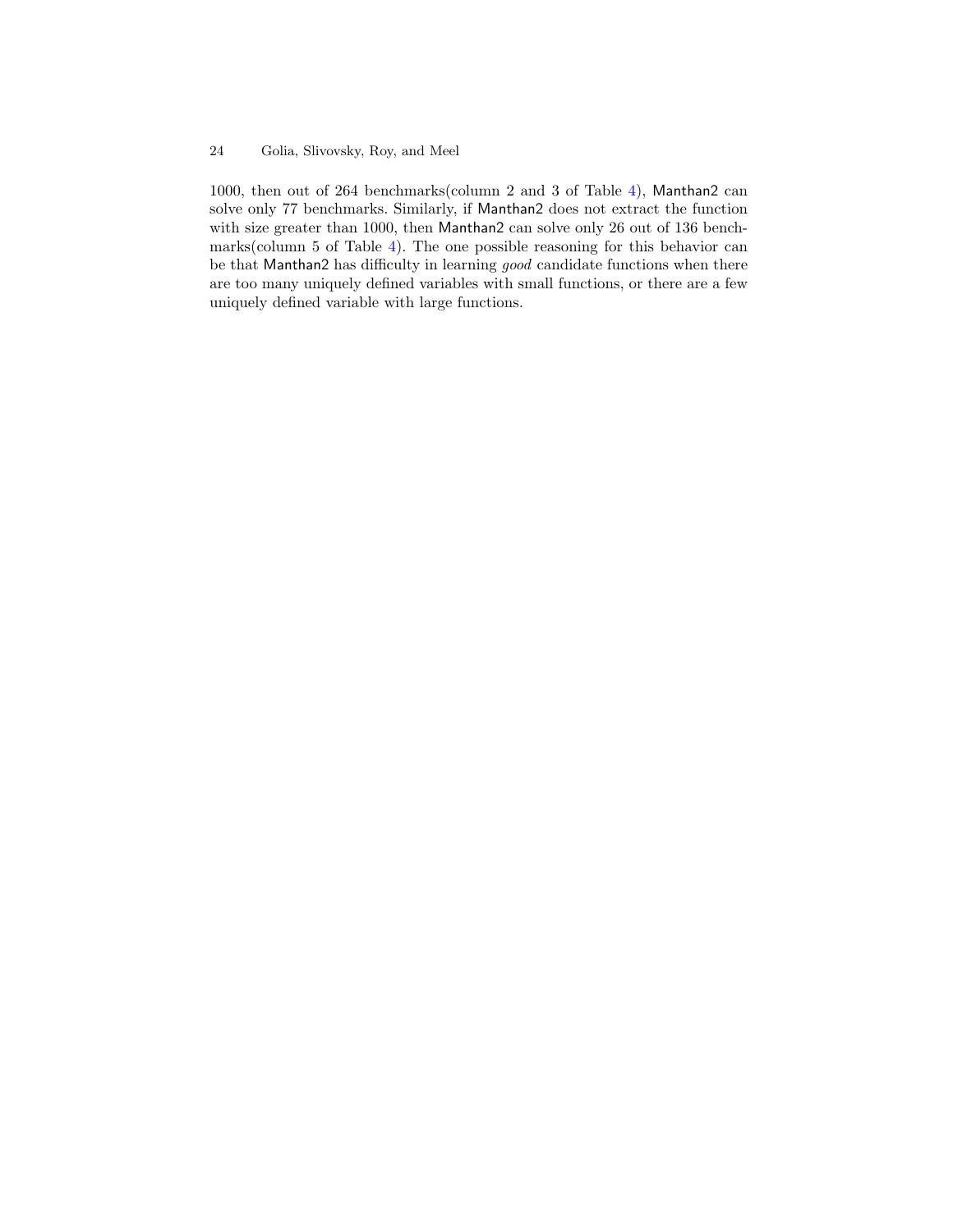1000, then out of 264 benchmarks(column 2 and 3 of Table 4), Manthan2 can solve only 77 benchmarks. Similarly, if Manthan2 does not extract the function with size greater than 1000, then Manthan2 can solve only 26 out of 136 benchmarks(column 5 of Table 4). The one possible reasoning for this behavior can be that Manthan2 has difficulty in learning *good* candidate functions when there are too many uniquely defined variables with small functions, or there are a few uniquely defined variable with large functions.